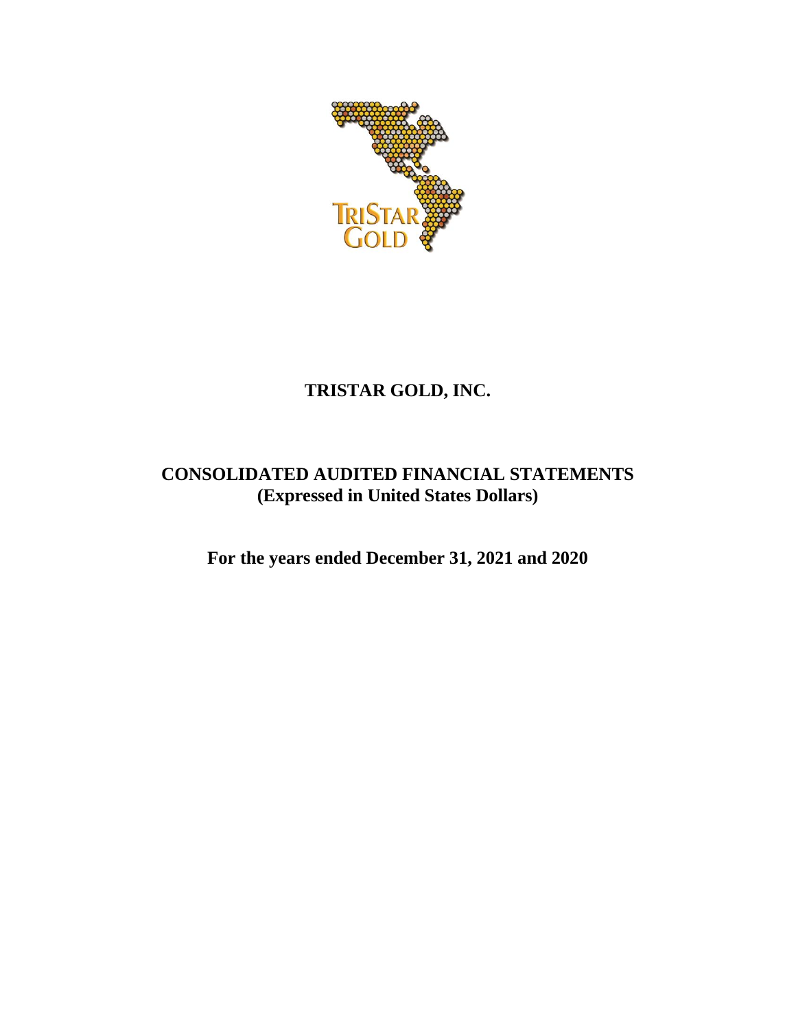# TRISTAR GOLD, INC.

## CONSOLIDATED AUDITED FINANCIAL STATEMENTS
## (Expressed in United States Dollars)

## For the years ended December 31, 2021 and 2020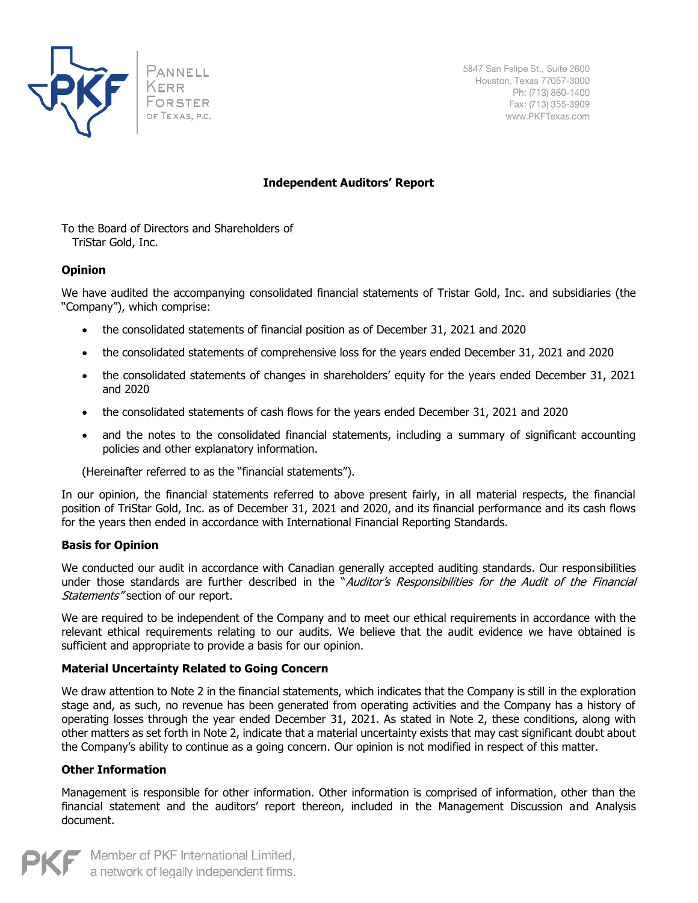Pannell Kerr Forster of Texas, P.C.

5847 San Felipe St., Suite 2600
Houston, Texas 77057-3000
Ph: (713) 860-1400
Fax: (713) 355-3909
www.PKFTexas.com

# Independent Auditors' Report

To the Board of Directors and Shareholders of
TriStar Gold, Inc.

## Opinion

We have audited the accompanying consolidated financial statements of Tristar Gold, Inc. and subsidiaries (the "Company"), which comprise:

- the consolidated statements of financial position as of December 31, 2021 and 2020
- the consolidated statements of comprehensive loss for the years ended December 31, 2021 and 2020
- the consolidated statements of changes in shareholders' equity for the years ended December 31, 2021 and 2020
- the consolidated statements of cash flows for the years ended December 31, 2021 and 2020
- and the notes to the consolidated financial statements, including a summary of significant accounting policies and other explanatory information.

(Hereinafter referred to as the "financial statements").

In our opinion, the financial statements referred to above present fairly, in all material respects, the financial position of TriStar Gold, Inc. as of December 31, 2021 and 2020, and its financial performance and its cash flows for the years then ended in accordance with International Financial Reporting Standards.

## Basis for Opinion

We conducted our audit in accordance with Canadian generally accepted auditing standards. Our responsibilities under those standards are further described in the "*Auditor's Responsibilities for the Audit of the Financial Statements*" section of our report.

We are required to be independent of the Company and to meet our ethical requirements in accordance with the relevant ethical requirements relating to our audits. We believe that the audit evidence we have obtained is sufficient and appropriate to provide a basis for our opinion.

## Material Uncertainty Related to Going Concern

We draw attention to Note 2 in the financial statements, which indicates that the Company is still in the exploration stage and, as such, no revenue has been generated from operating activities and the Company has a history of operating losses through the year ended December 31, 2021. As stated in Note 2, these conditions, along with other matters as set forth in Note 2, indicate that a material uncertainty exists that may cast significant doubt about the Company's ability to continue as a going concern. Our opinion is not modified in respect of this matter.

## Other Information

Management is responsible for other information. Other information is comprised of information, other than the financial statement and the auditors' report thereon, included in the Management Discussion and Analysis document.

Member of PKF International Limited, a network of legally independent firms.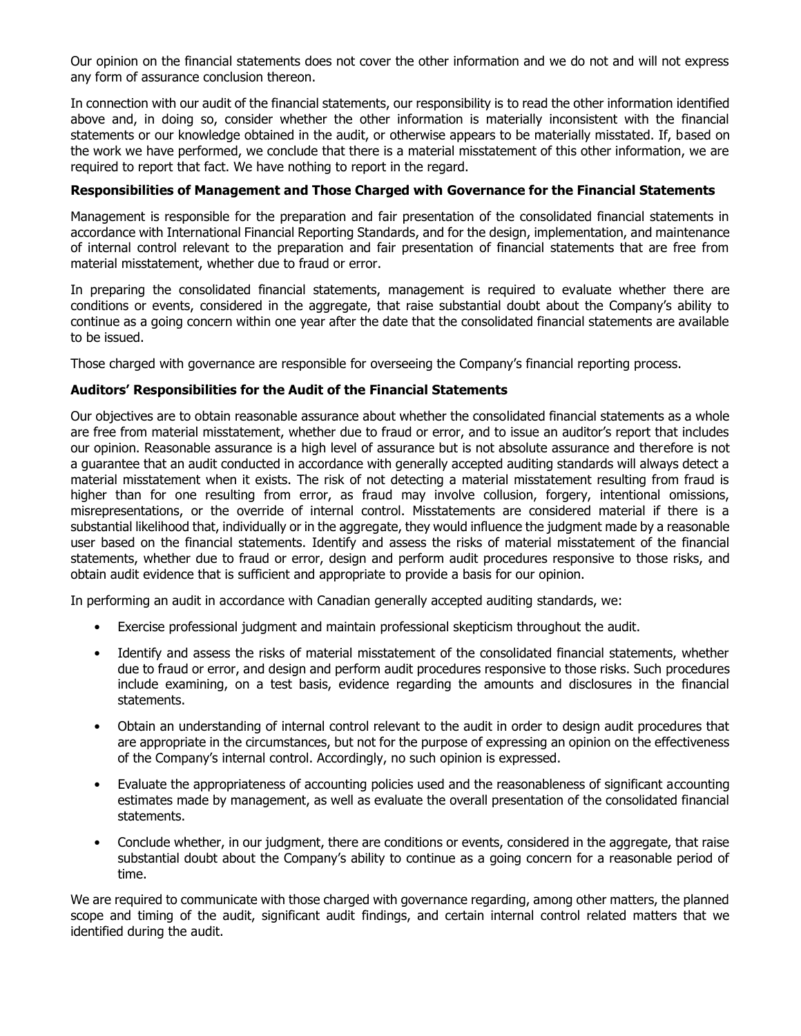Our opinion on the financial statements does not cover the other information and we do not and will not express any form of assurance conclusion thereon.

In connection with our audit of the financial statements, our responsibility is to read the other information identified above and, in doing so, consider whether the other information is materially inconsistent with the financial statements or our knowledge obtained in the audit, or otherwise appears to be materially misstated. If, based on the work we have performed, we conclude that there is a material misstatement of this other information, we are required to report that fact. We have nothing to report in the regard.

**Responsibilities of Management and Those Charged with Governance for the Financial Statements**

Management is responsible for the preparation and fair presentation of the consolidated financial statements in accordance with International Financial Reporting Standards, and for the design, implementation, and maintenance of internal control relevant to the preparation and fair presentation of financial statements that are free from material misstatement, whether due to fraud or error.

In preparing the consolidated financial statements, management is required to evaluate whether there are conditions or events, considered in the aggregate, that raise substantial doubt about the Company's ability to continue as a going concern within one year after the date that the consolidated financial statements are available to be issued.

Those charged with governance are responsible for overseeing the Company's financial reporting process.

**Auditors' Responsibilities for the Audit of the Financial Statements**

Our objectives are to obtain reasonable assurance about whether the consolidated financial statements as a whole are free from material misstatement, whether due to fraud or error, and to issue an auditor's report that includes our opinion. Reasonable assurance is a high level of assurance but is not absolute assurance and therefore is not a guarantee that an audit conducted in accordance with generally accepted auditing standards will always detect a material misstatement when it exists. The risk of not detecting a material misstatement resulting from fraud is higher than for one resulting from error, as fraud may involve collusion, forgery, intentional omissions, misrepresentations, or the override of internal control. Misstatements are considered material if there is a substantial likelihood that, individually or in the aggregate, they would influence the judgment made by a reasonable user based on the financial statements. Identify and assess the risks of material misstatement of the financial statements, whether due to fraud or error, design and perform audit procedures responsive to those risks, and obtain audit evidence that is sufficient and appropriate to provide a basis for our opinion.

In performing an audit in accordance with Canadian generally accepted auditing standards, we:

- Exercise professional judgment and maintain professional skepticism throughout the audit.
- Identify and assess the risks of material misstatement of the consolidated financial statements, whether due to fraud or error, and design and perform audit procedures responsive to those risks. Such procedures include examining, on a test basis, evidence regarding the amounts and disclosures in the financial statements.
- Obtain an understanding of internal control relevant to the audit in order to design audit procedures that are appropriate in the circumstances, but not for the purpose of expressing an opinion on the effectiveness of the Company's internal control. Accordingly, no such opinion is expressed.
- Evaluate the appropriateness of accounting policies used and the reasonableness of significant accounting estimates made by management, as well as evaluate the overall presentation of the consolidated financial statements.
- Conclude whether, in our judgment, there are conditions or events, considered in the aggregate, that raise substantial doubt about the Company's ability to continue as a going concern for a reasonable period of time.

We are required to communicate with those charged with governance regarding, among other matters, the planned scope and timing of the audit, significant audit findings, and certain internal control related matters that we identified during the audit.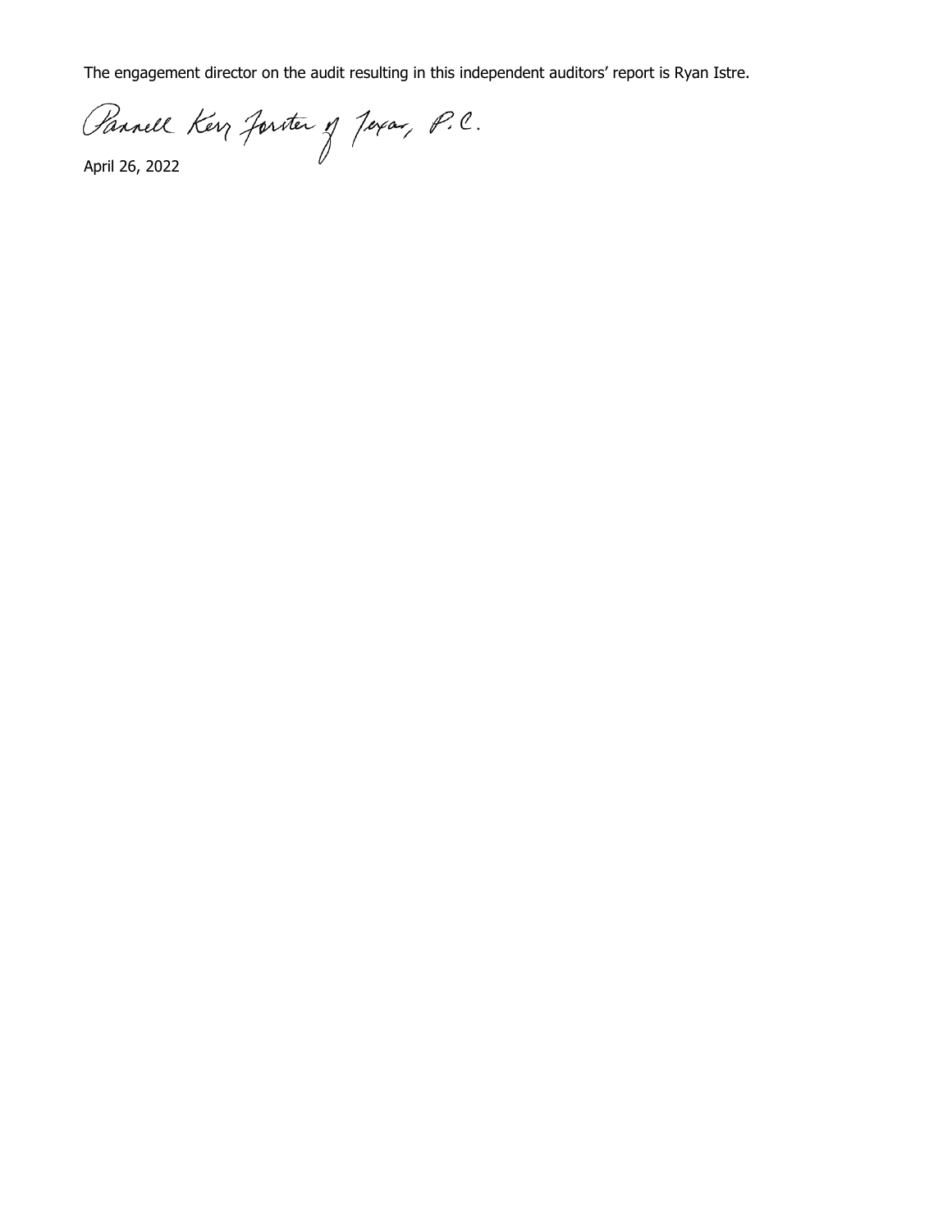The engagement director on the audit resulting in this independent auditors' report is Ryan Istre.

Pannell Kerr Forster of Texas, P.C.

April 26, 2022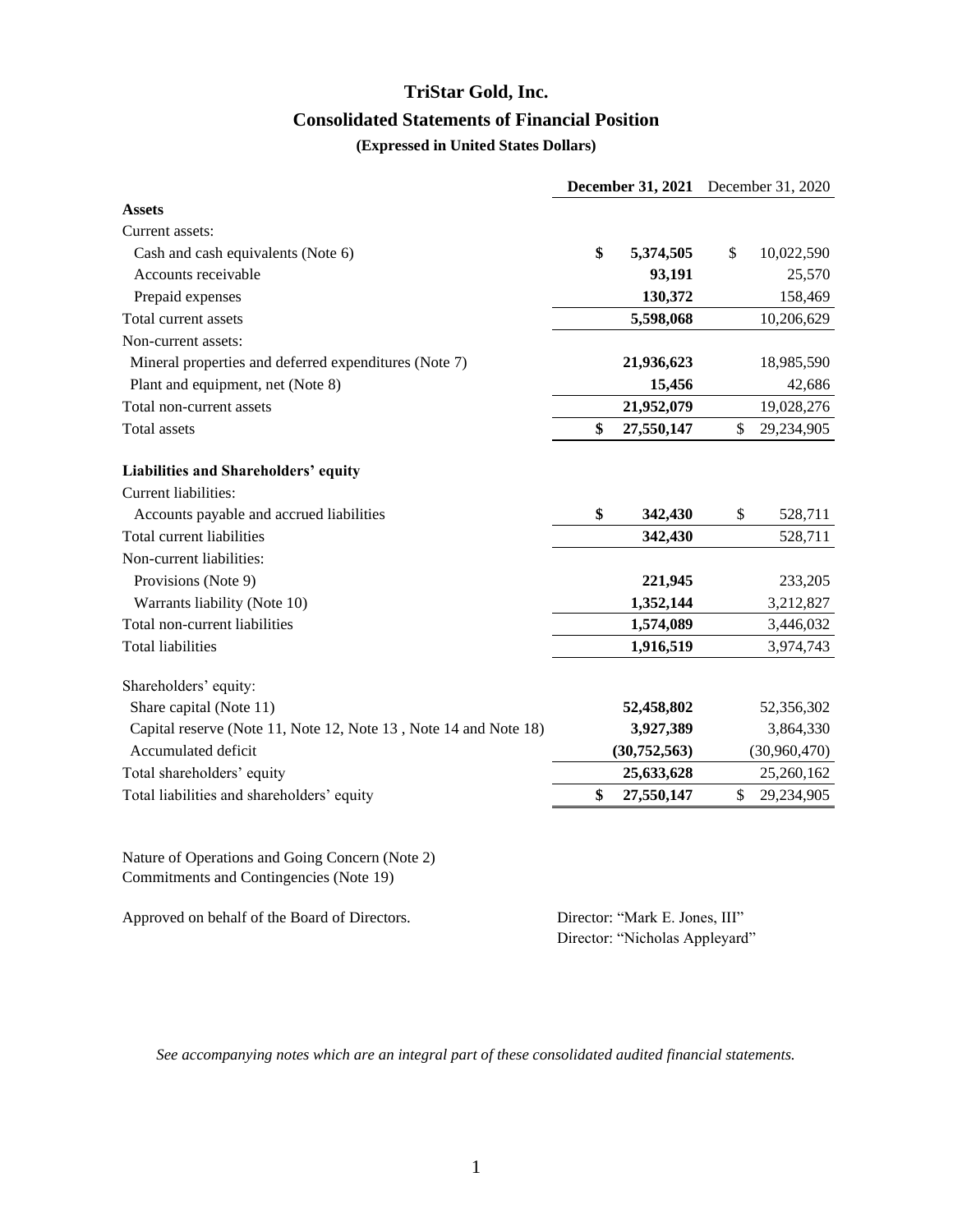# TriStar Gold, Inc.

## Consolidated Statements of Financial Position

### (Expressed in United States Dollars)

| | **December 31, 2021** | December 31, 2020 |
|---|---|---|
| **Assets** | | |
| Current assets: | | |
| Cash and cash equivalents (Note 6) | **$ 5,374,505** | $ 10,022,590 |
| Accounts receivable | **93,191** | 25,570 |
| Prepaid expenses | **130,372** | 158,469 |
| Total current assets | **5,598,068** | 10,206,629 |
| Non-current assets: | | |
| Mineral properties and deferred expenditures (Note 7) | **21,936,623** | 18,985,590 |
| Plant and equipment, net (Note 8) | **15,456** | 42,686 |
| Total non-current assets | **21,952,079** | 19,028,276 |
| Total assets | **$ 27,550,147** | $ 29,234,905 |
| | | |
| **Liabilities and Shareholders' equity** | | |
| Current liabilities: | | |
| Accounts payable and accrued liabilities | **$ 342,430** | $ 528,711 |
| Total current liabilities | **342,430** | 528,711 |
| Non-current liabilities: | | |
| Provisions (Note 9) | **221,945** | 233,205 |
| Warrants liability (Note 10) | **1,352,144** | 3,212,827 |
| Total non-current liabilities | **1,574,089** | 3,446,032 |
| Total liabilities | **1,916,519** | 3,974,743 |
| | | |
| Shareholders' equity: | | |
| Share capital (Note 11) | **52,458,802** | 52,356,302 |
| Capital reserve (Note 11, Note 12, Note 13 , Note 14 and Note 18) | **3,927,389** | 3,864,330 |
| Accumulated deficit | **(30,752,563)** | (30,960,470) |
| Total shareholders' equity | **25,633,628** | 25,260,162 |
| Total liabilities and shareholders' equity | **$ 27,550,147** | $ 29,234,905 |

Nature of Operations and Going Concern (Note 2)
Commitments and Contingencies (Note 19)

Approved on behalf of the Board of Directors.

Director: "Mark E. Jones, III"
Director: "Nicholas Appleyard"

*See accompanying notes which are an integral part of these consolidated audited financial statements.*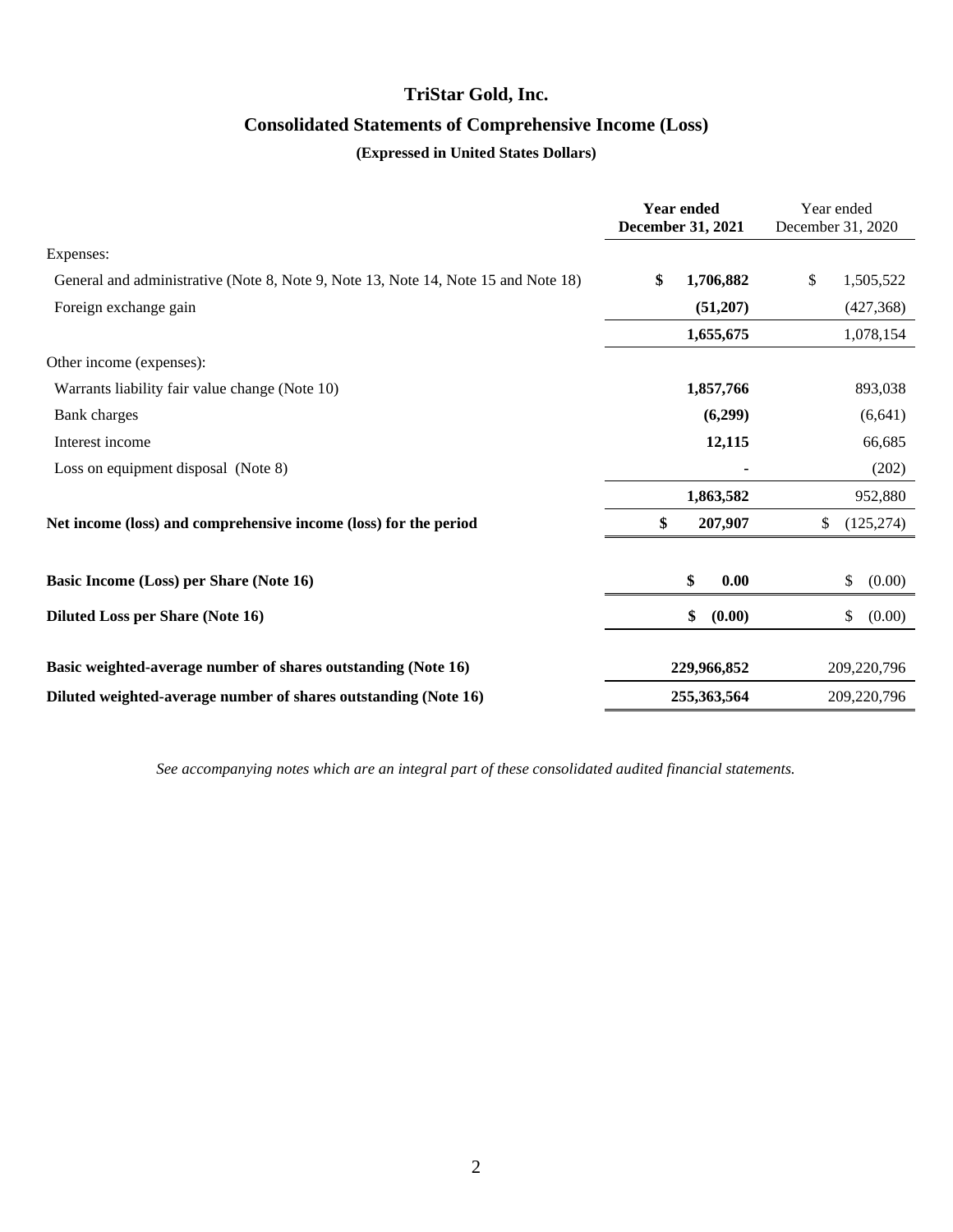# TriStar Gold, Inc.

## Consolidated Statements of Comprehensive Income (Loss)

### (Expressed in United States Dollars)

| | **Year ended December 31, 2021** | Year ended December 31, 2020 |
|---|---|---|
| Expenses: | | |
| General and administrative (Note 8, Note 9, Note 13, Note 14, Note 15 and Note 18) | **$ 1,706,882** | $ 1,505,522 |
| Foreign exchange gain | **(51,207)** | (427,368) |
| | **1,655,675** | 1,078,154 |
| Other income (expenses): | | |
| Warrants liability fair value change (Note 10) | **1,857,766** | 893,038 |
| Bank charges | **(6,299)** | (6,641) |
| Interest income | **12,115** | 66,685 |
| Loss on equipment disposal (Note 8) | **-** | (202) |
| | **1,863,582** | 952,880 |
| **Net income (loss) and comprehensive income (loss) for the period** | **$ 207,907** | $ (125,274) |
| **Basic Income (Loss) per Share (Note 16)** | **$ 0.00** | $ (0.00) |
| **Diluted Loss per Share (Note 16)** | **$ (0.00)** | $ (0.00) |
| **Basic weighted-average number of shares outstanding (Note 16)** | **229,966,852** | 209,220,796 |
| **Diluted weighted-average number of shares outstanding (Note 16)** | **255,363,564** | 209,220,796 |

*See accompanying notes which are an integral part of these consolidated audited financial statements.*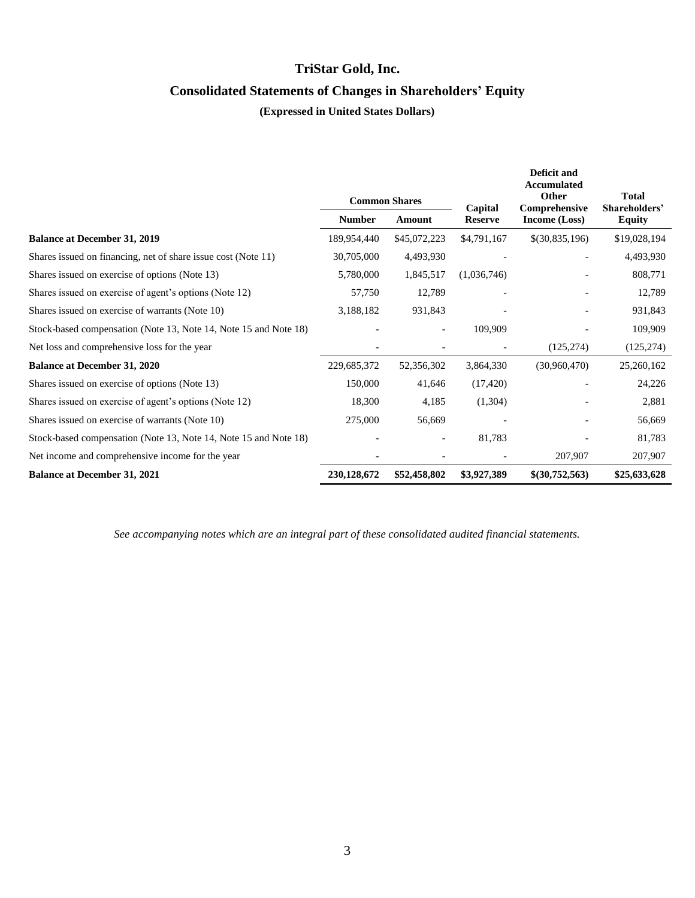# TriStar Gold, Inc.

## Consolidated Statements of Changes in Shareholders' Equity

### (Expressed in United States Dollars)

| | Common Shares | | Capital Reserve | Deficit and Accumulated Other Comprehensive Income (Loss) | Total Shareholders' Equity |
|---|---|---|---|---|---|
| | Number | Amount | | | |
| **Balance at December 31, 2019** | 189,954,440 | $45,072,223 | $4,791,167 | $(30,835,196) | $19,028,194 |
| Shares issued on financing, net of share issue cost (Note 11) | 30,705,000 | 4,493,930 | - | - | 4,493,930 |
| Shares issued on exercise of options (Note 13) | 5,780,000 | 1,845,517 | (1,036,746) | - | 808,771 |
| Shares issued on exercise of agent's options (Note 12) | 57,750 | 12,789 | - | - | 12,789 |
| Shares issued on exercise of warrants (Note 10) | 3,188,182 | 931,843 | - | - | 931,843 |
| Stock-based compensation (Note 13, Note 14, Note 15 and Note 18) | - | - | 109,909 | - | 109,909 |
| Net loss and comprehensive loss for the year | - | - | - | (125,274) | (125,274) |
| **Balance at December 31, 2020** | 229,685,372 | 52,356,302 | 3,864,330 | (30,960,470) | 25,260,162 |
| Shares issued on exercise of options (Note 13) | 150,000 | 41,646 | (17,420) | - | 24,226 |
| Shares issued on exercise of agent's options (Note 12) | 18,300 | 4,185 | (1,304) | - | 2,881 |
| Shares issued on exercise of warrants (Note 10) | 275,000 | 56,669 | - | - | 56,669 |
| Stock-based compensation (Note 13, Note 14, Note 15 and Note 18) | - | - | 81,783 | - | 81,783 |
| Net income and comprehensive income for the year | - | - | - | 207,907 | 207,907 |
| **Balance at December 31, 2021** | **230,128,672** | **$52,458,802** | **$3,927,389** | **$(30,752,563)** | **$25,633,628** |

*See accompanying notes which are an integral part of these consolidated audited financial statements.*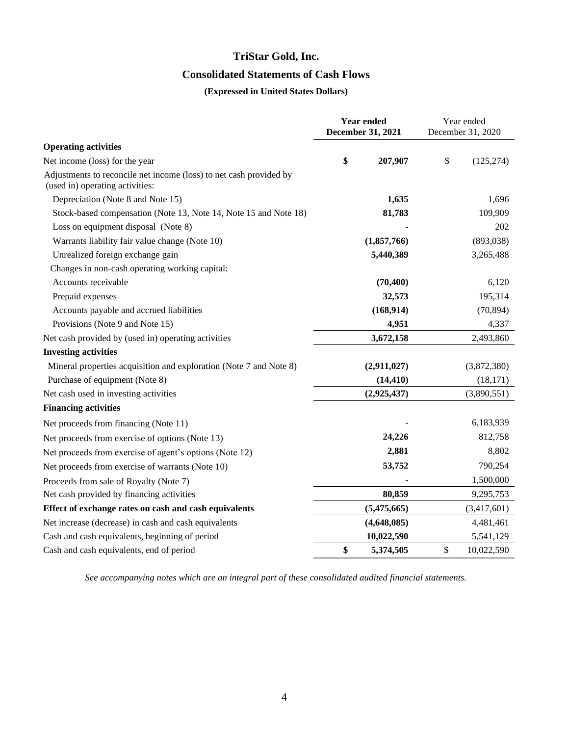# TriStar Gold, Inc.

## Consolidated Statements of Cash Flows

### (Expressed in United States Dollars)

| | **Year ended December 31, 2021** | Year ended December 31, 2020 |
|---|---|---|
| **Operating activities** | | |
| Net income (loss) for the year | **$ 207,907** | $ (125,274) |
| Adjustments to reconcile net income (loss) to net cash provided by (used in) operating activities: | | |
| Depreciation (Note 8 and Note 15) | **1,635** | 1,696 |
| Stock-based compensation (Note 13, Note 14, Note 15 and Note 18) | **81,783** | 109,909 |
| Loss on equipment disposal (Note 8) | **-** | 202 |
| Warrants liability fair value change (Note 10) | **(1,857,766)** | (893,038) |
| Unrealized foreign exchange gain | **5,440,389** | 3,265,488 |
| Changes in non-cash operating working capital: | | |
| Accounts receivable | **(70,400)** | 6,120 |
| Prepaid expenses | **32,573** | 195,314 |
| Accounts payable and accrued liabilities | **(168,914)** | (70,894) |
| Provisions (Note 9 and Note 15) | **4,951** | 4,337 |
| Net cash provided by (used in) operating activities | **3,672,158** | 2,493,860 |
| **Investing activities** | | |
| Mineral properties acquisition and exploration (Note 7 and Note 8) | **(2,911,027)** | (3,872,380) |
| Purchase of equipment (Note 8) | **(14,410)** | (18,171) |
| Net cash used in investing activities | **(2,925,437)** | (3,890,551) |
| **Financing activities** | | |
| Net proceeds from financing (Note 11) | **-** | 6,183,939 |
| Net proceeds from exercise of options (Note 13) | **24,226** | 812,758 |
| Net proceeds from exercise of agent's options (Note 12) | **2,881** | 8,802 |
| Net proceeds from exercise of warrants (Note 10) | **53,752** | 790,254 |
| Proceeds from sale of Royalty (Note 7) | **-** | 1,500,000 |
| Net cash provided by financing activities | **80,859** | 9,295,753 |
| **Effect of exchange rates on cash and cash equivalents** | **(5,475,665)** | (3,417,601) |
| Net increase (decrease) in cash and cash equivalents | **(4,648,085)** | 4,481,461 |
| Cash and cash equivalents, beginning of period | **10,022,590** | 5,541,129 |
| Cash and cash equivalents, end of period | **$ 5,374,505** | $ 10,022,590 |

*See accompanying notes which are an integral part of these consolidated audited financial statements.*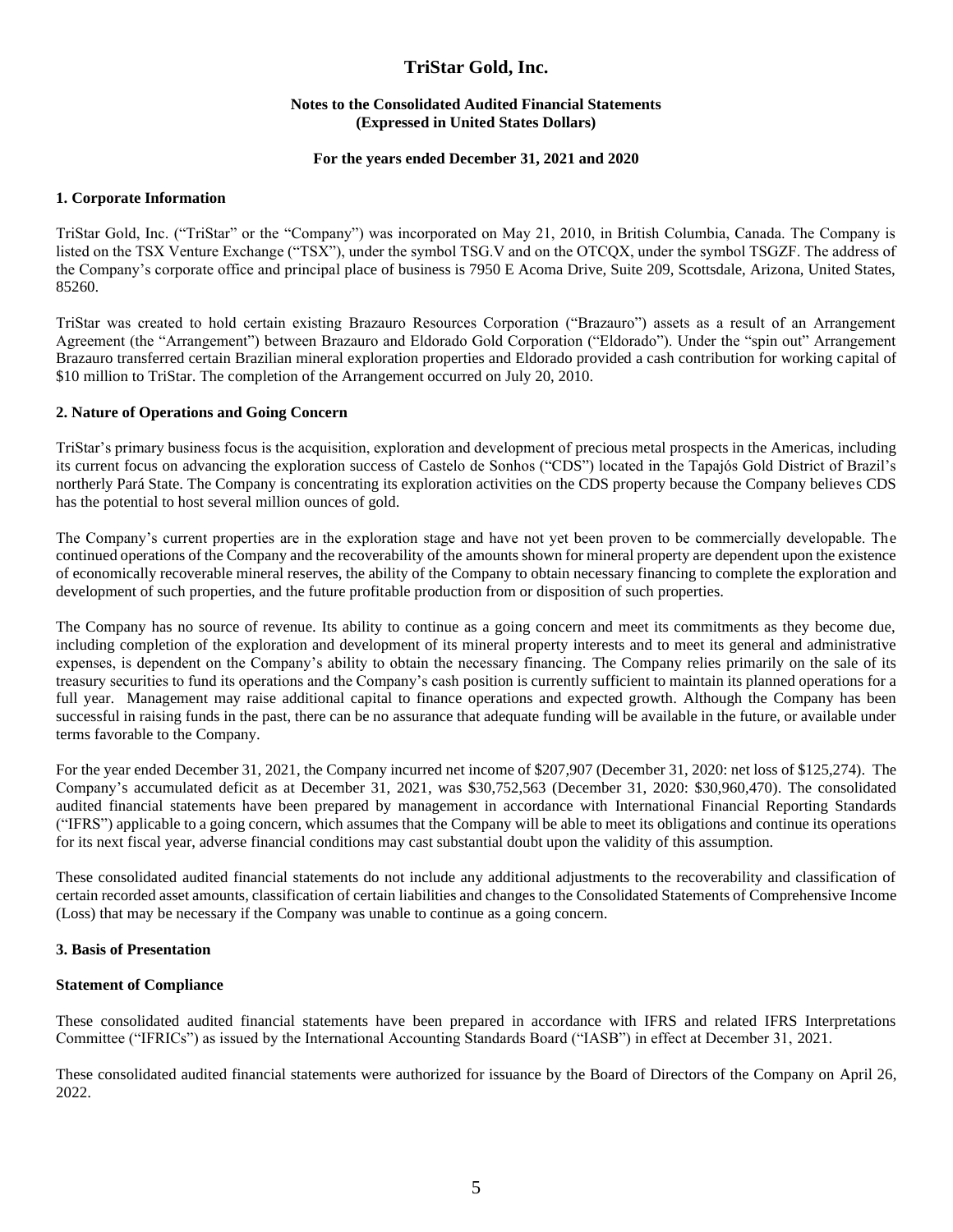# TriStar Gold, Inc.

**Notes to the Consolidated Audited Financial Statements**
**(Expressed in United States Dollars)**

**For the years ended December 31, 2021 and 2020**

### 1. Corporate Information

TriStar Gold, Inc. ("TriStar" or the "Company") was incorporated on May 21, 2010, in British Columbia, Canada. The Company is listed on the TSX Venture Exchange ("TSX"), under the symbol TSG.V and on the OTCQX, under the symbol TSGZF. The address of the Company's corporate office and principal place of business is 7950 E Acoma Drive, Suite 209, Scottsdale, Arizona, United States, 85260.

TriStar was created to hold certain existing Brazauro Resources Corporation ("Brazauro") assets as a result of an Arrangement Agreement (the "Arrangement") between Brazauro and Eldorado Gold Corporation ("Eldorado"). Under the "spin out" Arrangement Brazauro transferred certain Brazilian mineral exploration properties and Eldorado provided a cash contribution for working capital of $10 million to TriStar. The completion of the Arrangement occurred on July 20, 2010.

### 2. Nature of Operations and Going Concern

TriStar's primary business focus is the acquisition, exploration and development of precious metal prospects in the Americas, including its current focus on advancing the exploration success of Castelo de Sonhos ("CDS") located in the Tapajós Gold District of Brazil's northerly Pará State. The Company is concentrating its exploration activities on the CDS property because the Company believes CDS has the potential to host several million ounces of gold.

The Company's current properties are in the exploration stage and have not yet been proven to be commercially developable. The continued operations of the Company and the recoverability of the amounts shown for mineral property are dependent upon the existence of economically recoverable mineral reserves, the ability of the Company to obtain necessary financing to complete the exploration and development of such properties, and the future profitable production from or disposition of such properties.

The Company has no source of revenue. Its ability to continue as a going concern and meet its commitments as they become due, including completion of the exploration and development of its mineral property interests and to meet its general and administrative expenses, is dependent on the Company's ability to obtain the necessary financing. The Company relies primarily on the sale of its treasury securities to fund its operations and the Company's cash position is currently sufficient to maintain its planned operations for a full year. Management may raise additional capital to finance operations and expected growth. Although the Company has been successful in raising funds in the past, there can be no assurance that adequate funding will be available in the future, or available under terms favorable to the Company.

For the year ended December 31, 2021, the Company incurred net income of $207,907 (December 31, 2020: net loss of $125,274). The Company's accumulated deficit as at December 31, 2021, was $30,752,563 (December 31, 2020: $30,960,470). The consolidated audited financial statements have been prepared by management in accordance with International Financial Reporting Standards ("IFRS") applicable to a going concern, which assumes that the Company will be able to meet its obligations and continue its operations for its next fiscal year, adverse financial conditions may cast substantial doubt upon the validity of this assumption.

These consolidated audited financial statements do not include any additional adjustments to the recoverability and classification of certain recorded asset amounts, classification of certain liabilities and changes to the Consolidated Statements of Comprehensive Income (Loss) that may be necessary if the Company was unable to continue as a going concern.

### 3. Basis of Presentation

**Statement of Compliance**

These consolidated audited financial statements have been prepared in accordance with IFRS and related IFRS Interpretations Committee ("IFRICs") as issued by the International Accounting Standards Board ("IASB") in effect at December 31, 2021.

These consolidated audited financial statements were authorized for issuance by the Board of Directors of the Company on April 26, 2022.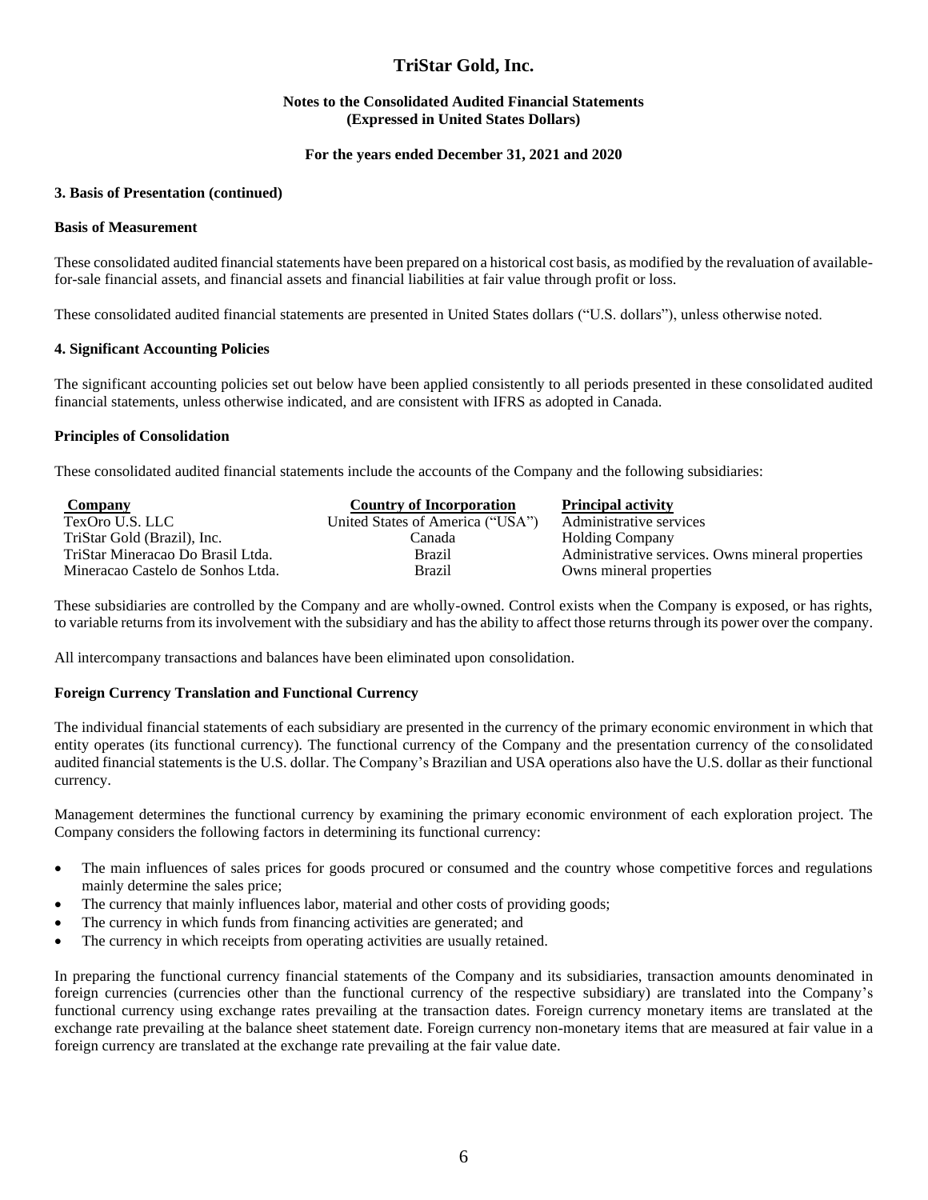# TriStar Gold, Inc.

**Notes to the Consolidated Audited Financial Statements**
**(Expressed in United States Dollars)**

**For the years ended December 31, 2021 and 2020**

### 3. Basis of Presentation (continued)

**Basis of Measurement**

These consolidated audited financial statements have been prepared on a historical cost basis, as modified by the revaluation of available-for-sale financial assets, and financial assets and financial liabilities at fair value through profit or loss.

These consolidated audited financial statements are presented in United States dollars ("U.S. dollars"), unless otherwise noted.

### 4. Significant Accounting Policies

The significant accounting policies set out below have been applied consistently to all periods presented in these consolidated audited financial statements, unless otherwise indicated, and are consistent with IFRS as adopted in Canada.

**Principles of Consolidation**

These consolidated audited financial statements include the accounts of the Company and the following subsidiaries:

| Company | Country of Incorporation | Principal activity |
|---|---|---|
| TexOro U.S. LLC | United States of America ("USA") | Administrative services |
| TriStar Gold (Brazil), Inc. | Canada | Holding Company |
| TriStar Mineracao Do Brasil Ltda. | Brazil | Administrative services. Owns mineral properties |
| Mineracao Castelo de Sonhos Ltda. | Brazil | Owns mineral properties |

These subsidiaries are controlled by the Company and are wholly-owned. Control exists when the Company is exposed, or has rights, to variable returns from its involvement with the subsidiary and has the ability to affect those returns through its power over the company.

All intercompany transactions and balances have been eliminated upon consolidation.

**Foreign Currency Translation and Functional Currency**

The individual financial statements of each subsidiary are presented in the currency of the primary economic environment in which that entity operates (its functional currency). The functional currency of the Company and the presentation currency of the consolidated audited financial statements is the U.S. dollar. The Company's Brazilian and USA operations also have the U.S. dollar as their functional currency.

Management determines the functional currency by examining the primary economic environment of each exploration project. The Company considers the following factors in determining its functional currency:

- The main influences of sales prices for goods procured or consumed and the country whose competitive forces and regulations mainly determine the sales price;
- The currency that mainly influences labor, material and other costs of providing goods;
- The currency in which funds from financing activities are generated; and
- The currency in which receipts from operating activities are usually retained.

In preparing the functional currency financial statements of the Company and its subsidiaries, transaction amounts denominated in foreign currencies (currencies other than the functional currency of the respective subsidiary) are translated into the Company's functional currency using exchange rates prevailing at the transaction dates. Foreign currency monetary items are translated at the exchange rate prevailing at the balance sheet statement date. Foreign currency non-monetary items that are measured at fair value in a foreign currency are translated at the exchange rate prevailing at the fair value date.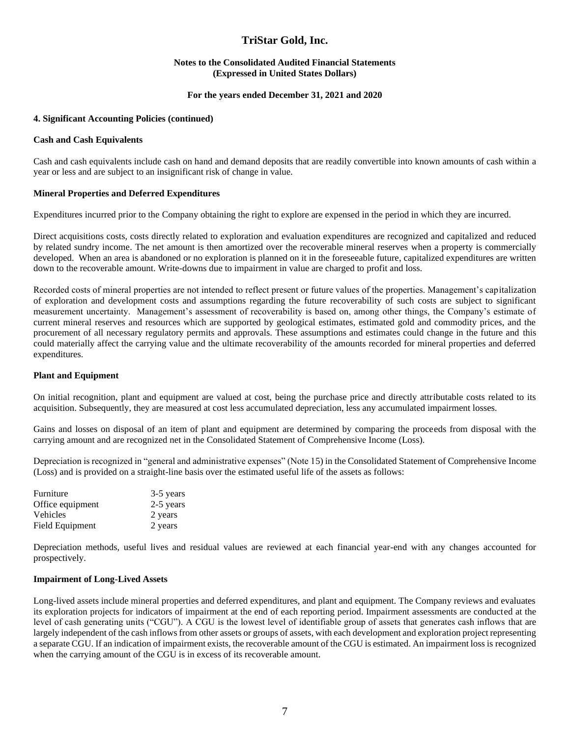# TriStar Gold, Inc.

**Notes to the Consolidated Audited Financial Statements**
**(Expressed in United States Dollars)**

**For the years ended December 31, 2021 and 2020**

## 4. Significant Accounting Policies (continued)

### Cash and Cash Equivalents

Cash and cash equivalents include cash on hand and demand deposits that are readily convertible into known amounts of cash within a year or less and are subject to an insignificant risk of change in value.

### Mineral Properties and Deferred Expenditures

Expenditures incurred prior to the Company obtaining the right to explore are expensed in the period in which they are incurred.

Direct acquisitions costs, costs directly related to exploration and evaluation expenditures are recognized and capitalized and reduced by related sundry income. The net amount is then amortized over the recoverable mineral reserves when a property is commercially developed. When an area is abandoned or no exploration is planned on it in the foreseeable future, capitalized expenditures are written down to the recoverable amount. Write-downs due to impairment in value are charged to profit and loss.

Recorded costs of mineral properties are not intended to reflect present or future values of the properties. Management's capitalization of exploration and development costs and assumptions regarding the future recoverability of such costs are subject to significant measurement uncertainty. Management's assessment of recoverability is based on, among other things, the Company's estimate of current mineral reserves and resources which are supported by geological estimates, estimated gold and commodity prices, and the procurement of all necessary regulatory permits and approvals. These assumptions and estimates could change in the future and this could materially affect the carrying value and the ultimate recoverability of the amounts recorded for mineral properties and deferred expenditures.

### Plant and Equipment

On initial recognition, plant and equipment are valued at cost, being the purchase price and directly attributable costs related to its acquisition. Subsequently, they are measured at cost less accumulated depreciation, less any accumulated impairment losses.

Gains and losses on disposal of an item of plant and equipment are determined by comparing the proceeds from disposal with the carrying amount and are recognized net in the Consolidated Statement of Comprehensive Income (Loss).

Depreciation is recognized in "general and administrative expenses" (Note 15) in the Consolidated Statement of Comprehensive Income (Loss) and is provided on a straight-line basis over the estimated useful life of the assets as follows:

| | |
|---|---|
| Furniture | 3-5 years |
| Office equipment | 2-5 years |
| Vehicles | 2 years |
| Field Equipment | 2 years |

Depreciation methods, useful lives and residual values are reviewed at each financial year-end with any changes accounted for prospectively.

### Impairment of Long-Lived Assets

Long-lived assets include mineral properties and deferred expenditures, and plant and equipment. The Company reviews and evaluates its exploration projects for indicators of impairment at the end of each reporting period. Impairment assessments are conducted at the level of cash generating units ("CGU"). A CGU is the lowest level of identifiable group of assets that generates cash inflows that are largely independent of the cash inflows from other assets or groups of assets, with each development and exploration project representing a separate CGU. If an indication of impairment exists, the recoverable amount of the CGU is estimated. An impairment loss is recognized when the carrying amount of the CGU is in excess of its recoverable amount.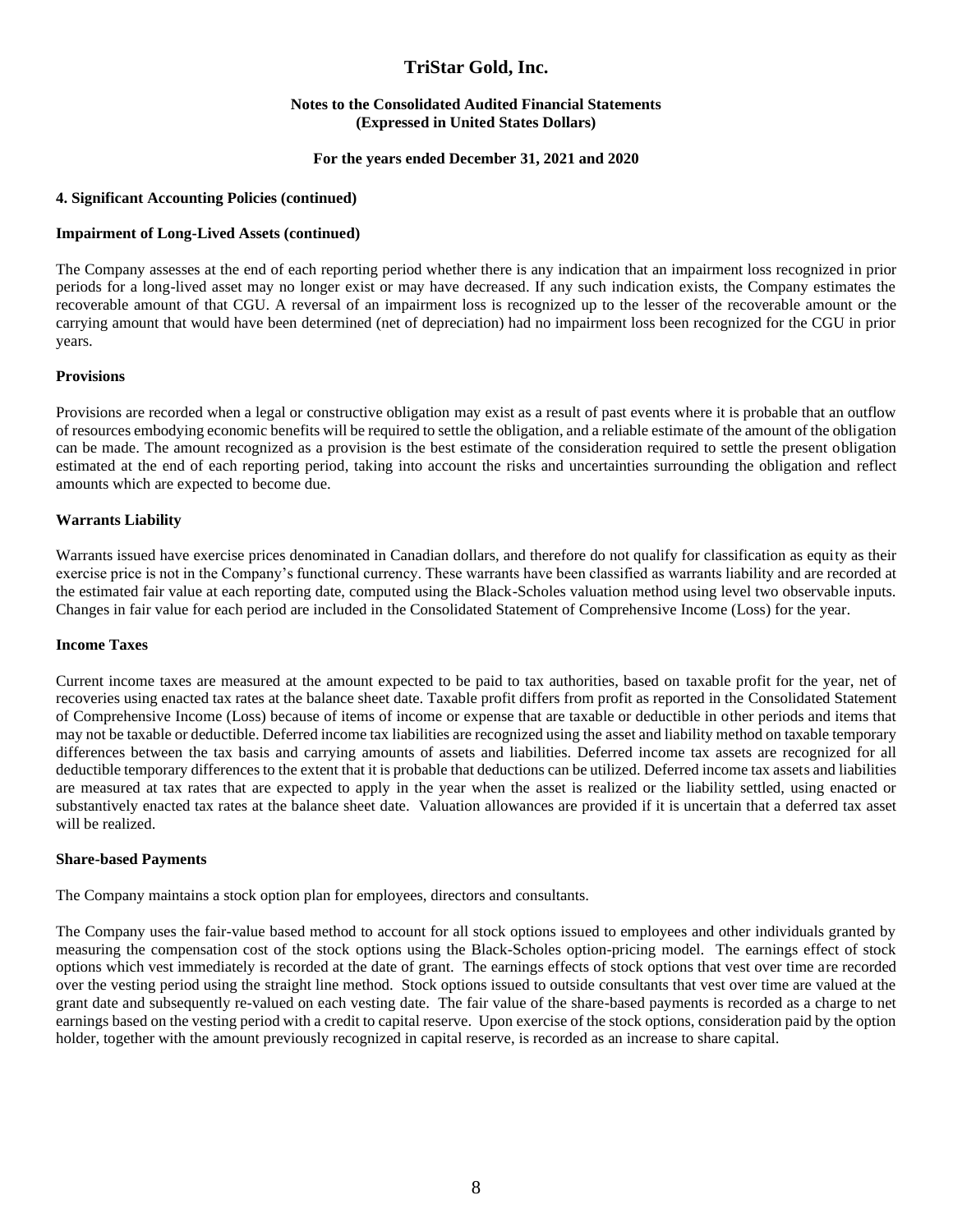# TriStar Gold, Inc.

**Notes to the Consolidated Audited Financial Statements**
**(Expressed in United States Dollars)**

**For the years ended December 31, 2021 and 2020**

### 4. Significant Accounting Policies (continued)

**Impairment of Long-Lived Assets (continued)**

The Company assesses at the end of each reporting period whether there is any indication that an impairment loss recognized in prior periods for a long-lived asset may no longer exist or may have decreased. If any such indication exists, the Company estimates the recoverable amount of that CGU. A reversal of an impairment loss is recognized up to the lesser of the recoverable amount or the carrying amount that would have been determined (net of depreciation) had no impairment loss been recognized for the CGU in prior years.

**Provisions**

Provisions are recorded when a legal or constructive obligation may exist as a result of past events where it is probable that an outflow of resources embodying economic benefits will be required to settle the obligation, and a reliable estimate of the amount of the obligation can be made. The amount recognized as a provision is the best estimate of the consideration required to settle the present obligation estimated at the end of each reporting period, taking into account the risks and uncertainties surrounding the obligation and reflect amounts which are expected to become due.

**Warrants Liability**

Warrants issued have exercise prices denominated in Canadian dollars, and therefore do not qualify for classification as equity as their exercise price is not in the Company's functional currency. These warrants have been classified as warrants liability and are recorded at the estimated fair value at each reporting date, computed using the Black-Scholes valuation method using level two observable inputs. Changes in fair value for each period are included in the Consolidated Statement of Comprehensive Income (Loss) for the year.

**Income Taxes**

Current income taxes are measured at the amount expected to be paid to tax authorities, based on taxable profit for the year, net of recoveries using enacted tax rates at the balance sheet date. Taxable profit differs from profit as reported in the Consolidated Statement of Comprehensive Income (Loss) because of items of income or expense that are taxable or deductible in other periods and items that may not be taxable or deductible. Deferred income tax liabilities are recognized using the asset and liability method on taxable temporary differences between the tax basis and carrying amounts of assets and liabilities. Deferred income tax assets are recognized for all deductible temporary differences to the extent that it is probable that deductions can be utilized. Deferred income tax assets and liabilities are measured at tax rates that are expected to apply in the year when the asset is realized or the liability settled, using enacted or substantively enacted tax rates at the balance sheet date. Valuation allowances are provided if it is uncertain that a deferred tax asset will be realized.

**Share-based Payments**

The Company maintains a stock option plan for employees, directors and consultants.

The Company uses the fair-value based method to account for all stock options issued to employees and other individuals granted by measuring the compensation cost of the stock options using the Black-Scholes option-pricing model. The earnings effect of stock options which vest immediately is recorded at the date of grant. The earnings effects of stock options that vest over time are recorded over the vesting period using the straight line method. Stock options issued to outside consultants that vest over time are valued at the grant date and subsequently re-valued on each vesting date. The fair value of the share-based payments is recorded as a charge to net earnings based on the vesting period with a credit to capital reserve. Upon exercise of the stock options, consideration paid by the option holder, together with the amount previously recognized in capital reserve, is recorded as an increase to share capital.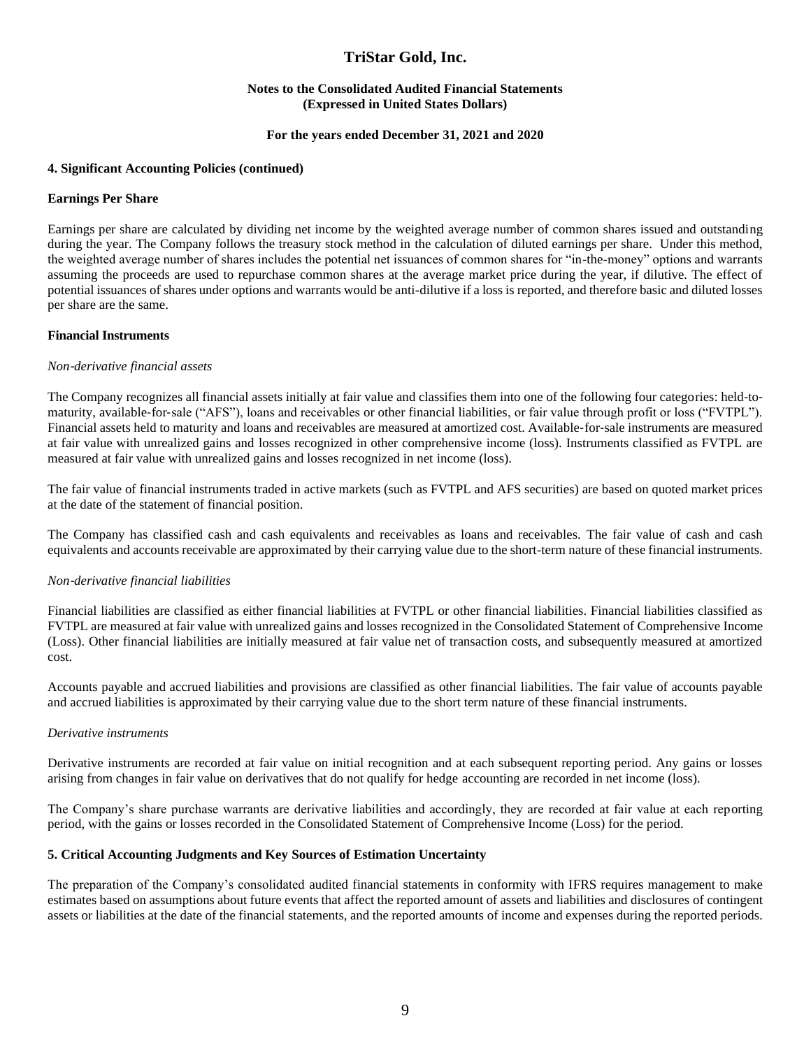### 4. Significant Accounting Policies (continued)

#### Earnings Per Share

Earnings per share are calculated by dividing net income by the weighted average number of common shares issued and outstanding during the year. The Company follows the treasury stock method in the calculation of diluted earnings per share. Under this method, the weighted average number of shares includes the potential net issuances of common shares for "in-the-money" options and warrants assuming the proceeds are used to repurchase common shares at the average market price during the year, if dilutive. The effect of potential issuances of shares under options and warrants would be anti-dilutive if a loss is reported, and therefore basic and diluted losses per share are the same.

#### Financial Instruments

*Non-derivative financial assets*

The Company recognizes all financial assets initially at fair value and classifies them into one of the following four categories: held-to-maturity, available-for-sale ("AFS"), loans and receivables or other financial liabilities, or fair value through profit or loss ("FVTPL"). Financial assets held to maturity and loans and receivables are measured at amortized cost. Available-for-sale instruments are measured at fair value with unrealized gains and losses recognized in other comprehensive income (loss). Instruments classified as FVTPL are measured at fair value with unrealized gains and losses recognized in net income (loss).

The fair value of financial instruments traded in active markets (such as FVTPL and AFS securities) are based on quoted market prices at the date of the statement of financial position.

The Company has classified cash and cash equivalents and receivables as loans and receivables. The fair value of cash and cash equivalents and accounts receivable are approximated by their carrying value due to the short-term nature of these financial instruments.

*Non-derivative financial liabilities*

Financial liabilities are classified as either financial liabilities at FVTPL or other financial liabilities. Financial liabilities classified as FVTPL are measured at fair value with unrealized gains and losses recognized in the Consolidated Statement of Comprehensive Income (Loss). Other financial liabilities are initially measured at fair value net of transaction costs, and subsequently measured at amortized cost.

Accounts payable and accrued liabilities and provisions are classified as other financial liabilities. The fair value of accounts payable and accrued liabilities is approximated by their carrying value due to the short term nature of these financial instruments.

*Derivative instruments*

Derivative instruments are recorded at fair value on initial recognition and at each subsequent reporting period. Any gains or losses arising from changes in fair value on derivatives that do not qualify for hedge accounting are recorded in net income (loss).

The Company's share purchase warrants are derivative liabilities and accordingly, they are recorded at fair value at each reporting period, with the gains or losses recorded in the Consolidated Statement of Comprehensive Income (Loss) for the period.

### 5. Critical Accounting Judgments and Key Sources of Estimation Uncertainty

The preparation of the Company's consolidated audited financial statements in conformity with IFRS requires management to make estimates based on assumptions about future events that affect the reported amount of assets and liabilities and disclosures of contingent assets or liabilities at the date of the financial statements, and the reported amounts of income and expenses during the reported periods.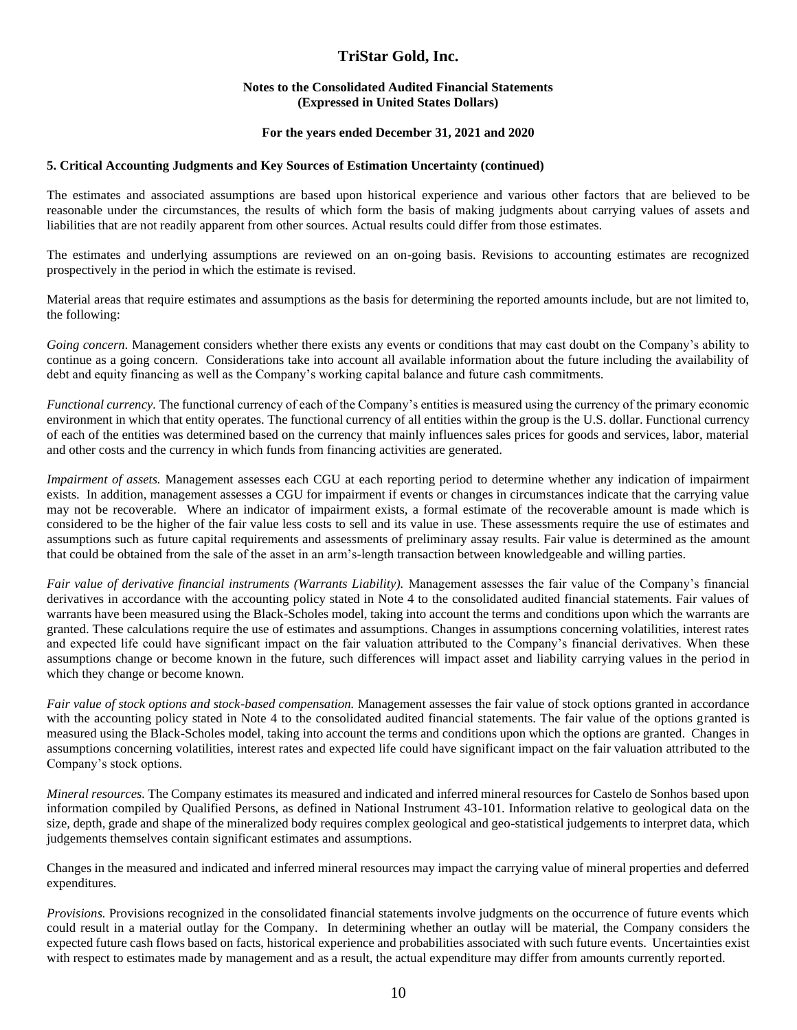### 5. Critical Accounting Judgments and Key Sources of Estimation Uncertainty (continued)

The estimates and associated assumptions are based upon historical experience and various other factors that are believed to be reasonable under the circumstances, the results of which form the basis of making judgments about carrying values of assets and liabilities that are not readily apparent from other sources. Actual results could differ from those estimates.

The estimates and underlying assumptions are reviewed on an on-going basis. Revisions to accounting estimates are recognized prospectively in the period in which the estimate is revised.

Material areas that require estimates and assumptions as the basis for determining the reported amounts include, but are not limited to, the following:

*Going concern.* Management considers whether there exists any events or conditions that may cast doubt on the Company's ability to continue as a going concern. Considerations take into account all available information about the future including the availability of debt and equity financing as well as the Company's working capital balance and future cash commitments.

*Functional currency.* The functional currency of each of the Company's entities is measured using the currency of the primary economic environment in which that entity operates. The functional currency of all entities within the group is the U.S. dollar. Functional currency of each of the entities was determined based on the currency that mainly influences sales prices for goods and services, labor, material and other costs and the currency in which funds from financing activities are generated.

*Impairment of assets.* Management assesses each CGU at each reporting period to determine whether any indication of impairment exists. In addition, management assesses a CGU for impairment if events or changes in circumstances indicate that the carrying value may not be recoverable. Where an indicator of impairment exists, a formal estimate of the recoverable amount is made which is considered to be the higher of the fair value less costs to sell and its value in use. These assessments require the use of estimates and assumptions such as future capital requirements and assessments of preliminary assay results. Fair value is determined as the amount that could be obtained from the sale of the asset in an arm's-length transaction between knowledgeable and willing parties.

*Fair value of derivative financial instruments (Warrants Liability).* Management assesses the fair value of the Company's financial derivatives in accordance with the accounting policy stated in Note 4 to the consolidated audited financial statements. Fair values of warrants have been measured using the Black-Scholes model, taking into account the terms and conditions upon which the warrants are granted. These calculations require the use of estimates and assumptions. Changes in assumptions concerning volatilities, interest rates and expected life could have significant impact on the fair valuation attributed to the Company's financial derivatives. When these assumptions change or become known in the future, such differences will impact asset and liability carrying values in the period in which they change or become known.

*Fair value of stock options and stock-based compensation.* Management assesses the fair value of stock options granted in accordance with the accounting policy stated in Note 4 to the consolidated audited financial statements. The fair value of the options granted is measured using the Black-Scholes model, taking into account the terms and conditions upon which the options are granted. Changes in assumptions concerning volatilities, interest rates and expected life could have significant impact on the fair valuation attributed to the Company's stock options.

*Mineral resources.* The Company estimates its measured and indicated and inferred mineral resources for Castelo de Sonhos based upon information compiled by Qualified Persons, as defined in National Instrument 43-101. Information relative to geological data on the size, depth, grade and shape of the mineralized body requires complex geological and geo-statistical judgements to interpret data, which judgements themselves contain significant estimates and assumptions.

Changes in the measured and indicated and inferred mineral resources may impact the carrying value of mineral properties and deferred expenditures.

*Provisions.* Provisions recognized in the consolidated financial statements involve judgments on the occurrence of future events which could result in a material outlay for the Company. In determining whether an outlay will be material, the Company considers the expected future cash flows based on facts, historical experience and probabilities associated with such future events. Uncertainties exist with respect to estimates made by management and as a result, the actual expenditure may differ from amounts currently reported.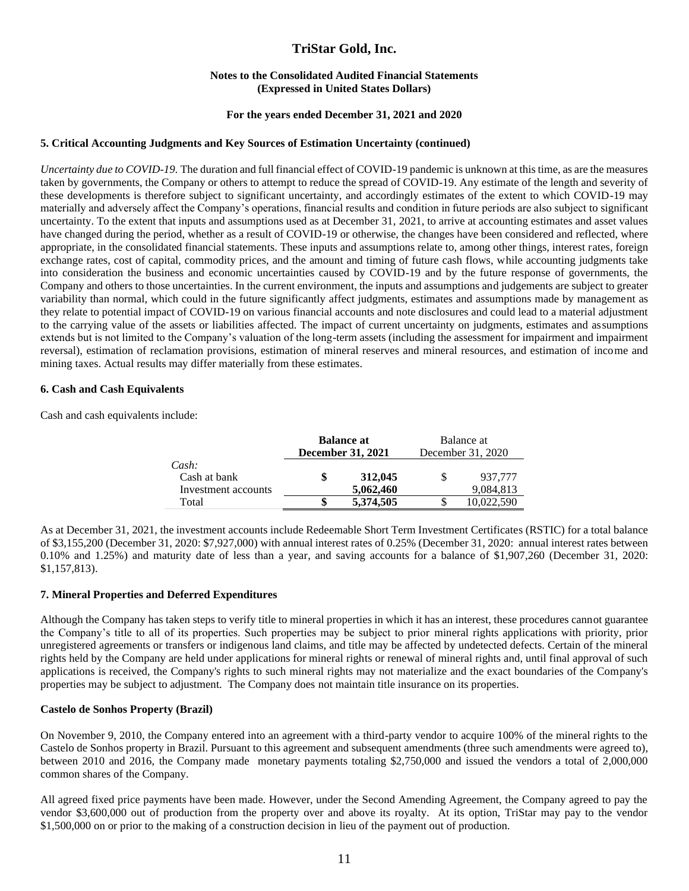### 5. Critical Accounting Judgments and Key Sources of Estimation Uncertainty (continued)

*Uncertainty due to COVID-19.* The duration and full financial effect of COVID-19 pandemic is unknown at this time, as are the measures taken by governments, the Company or others to attempt to reduce the spread of COVID-19. Any estimate of the length and severity of these developments is therefore subject to significant uncertainty, and accordingly estimates of the extent to which COVID-19 may materially and adversely affect the Company's operations, financial results and condition in future periods are also subject to significant uncertainty. To the extent that inputs and assumptions used as at December 31, 2021, to arrive at accounting estimates and asset values have changed during the period, whether as a result of COVID-19 or otherwise, the changes have been considered and reflected, where appropriate, in the consolidated financial statements. These inputs and assumptions relate to, among other things, interest rates, foreign exchange rates, cost of capital, commodity prices, and the amount and timing of future cash flows, while accounting judgments take into consideration the business and economic uncertainties caused by COVID-19 and by the future response of governments, the Company and others to those uncertainties. In the current environment, the inputs and assumptions and judgements are subject to greater variability than normal, which could in the future significantly affect judgments, estimates and assumptions made by management as they relate to potential impact of COVID-19 on various financial accounts and note disclosures and could lead to a material adjustment to the carrying value of the assets or liabilities affected. The impact of current uncertainty on judgments, estimates and assumptions extends but is not limited to the Company's valuation of the long-term assets (including the assessment for impairment and impairment reversal), estimation of reclamation provisions, estimation of mineral reserves and mineral resources, and estimation of income and mining taxes. Actual results may differ materially from these estimates.

### 6. Cash and Cash Equivalents

Cash and cash equivalents include:

| | **Balance at December 31, 2021** | Balance at December 31, 2020 |
|---|---|---|
| *Cash:* | | |
| Cash at bank | **$ 312,045** | $ 937,777 |
| Investment accounts | **5,062,460** | 9,084,813 |
| Total | **$ 5,374,505** | $ 10,022,590 |

As at December 31, 2021, the investment accounts include Redeemable Short Term Investment Certificates (RSTIC) for a total balance of $3,155,200 (December 31, 2020: $7,927,000) with annual interest rates of 0.25% (December 31, 2020: annual interest rates between 0.10% and 1.25%) and maturity date of less than a year, and saving accounts for a balance of $1,907,260 (December 31, 2020: $1,157,813).

### 7. Mineral Properties and Deferred Expenditures

Although the Company has taken steps to verify title to mineral properties in which it has an interest, these procedures cannot guarantee the Company's title to all of its properties. Such properties may be subject to prior mineral rights applications with priority, prior unregistered agreements or transfers or indigenous land claims, and title may be affected by undetected defects. Certain of the mineral rights held by the Company are held under applications for mineral rights or renewal of mineral rights and, until final approval of such applications is received, the Company's rights to such mineral rights may not materialize and the exact boundaries of the Company's properties may be subject to adjustment. The Company does not maintain title insurance on its properties.

**Castelo de Sonhos Property (Brazil)**

On November 9, 2010, the Company entered into an agreement with a third-party vendor to acquire 100% of the mineral rights to the Castelo de Sonhos property in Brazil. Pursuant to this agreement and subsequent amendments (three such amendments were agreed to), between 2010 and 2016, the Company made monetary payments totaling $2,750,000 and issued the vendors a total of 2,000,000 common shares of the Company.

All agreed fixed price payments have been made. However, under the Second Amending Agreement, the Company agreed to pay the vendor $3,600,000 out of production from the property over and above its royalty. At its option, TriStar may pay to the vendor $1,500,000 on or prior to the making of a construction decision in lieu of the payment out of production.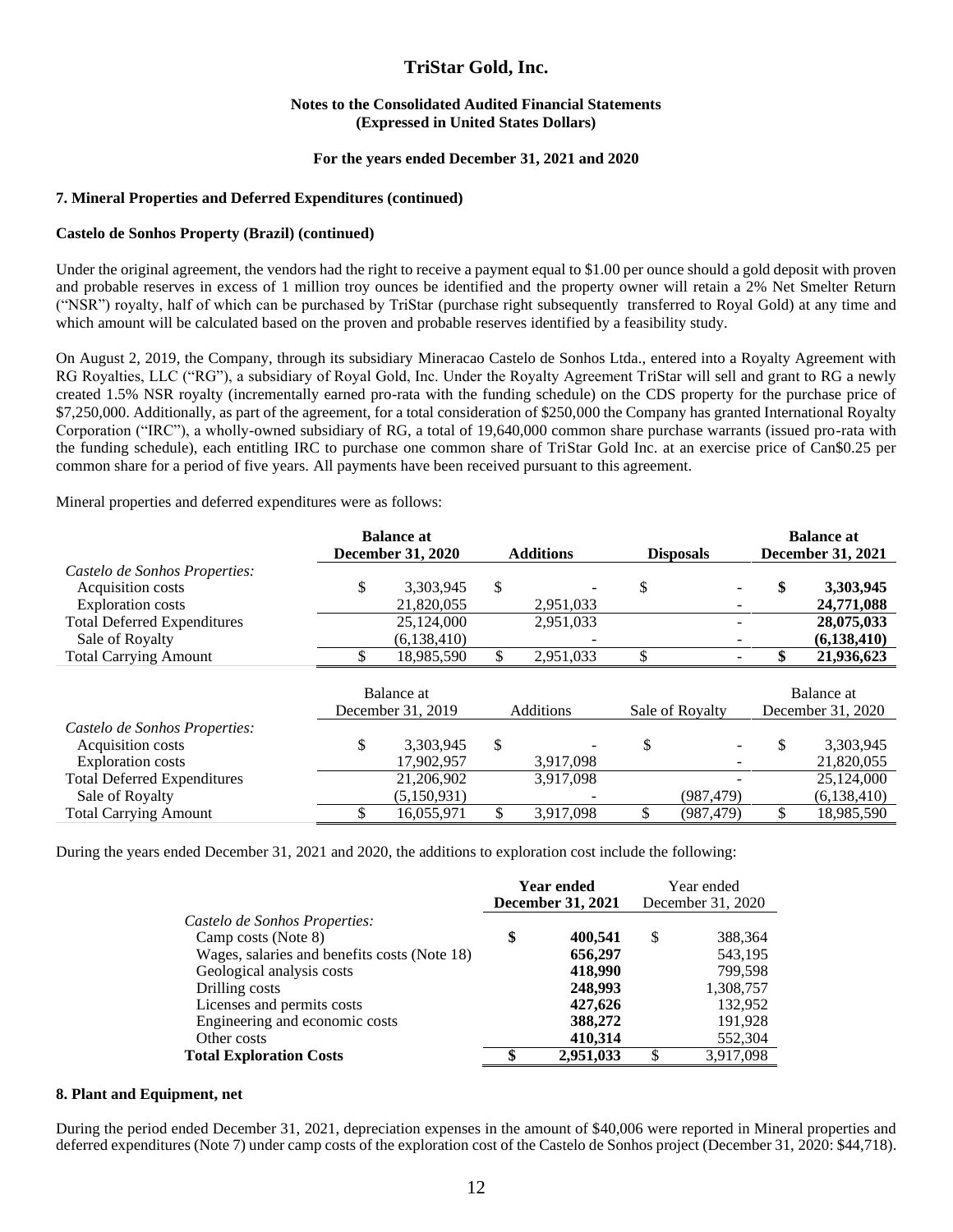# TriStar Gold, Inc.

**Notes to the Consolidated Audited Financial Statements**
**(Expressed in United States Dollars)**

**For the years ended December 31, 2021 and 2020**

### 7. Mineral Properties and Deferred Expenditures (continued)

**Castelo de Sonhos Property (Brazil) (continued)**

Under the original agreement, the vendors had the right to receive a payment equal to $1.00 per ounce should a gold deposit with proven and probable reserves in excess of 1 million troy ounces be identified and the property owner will retain a 2% Net Smelter Return ("NSR") royalty, half of which can be purchased by TriStar (purchase right subsequently transferred to Royal Gold) at any time and which amount will be calculated based on the proven and probable reserves identified by a feasibility study.

On August 2, 2019, the Company, through its subsidiary Mineracao Castelo de Sonhos Ltda., entered into a Royalty Agreement with RG Royalties, LLC ("RG"), a subsidiary of Royal Gold, Inc. Under the Royalty Agreement TriStar will sell and grant to RG a newly created 1.5% NSR royalty (incrementally earned pro-rata with the funding schedule) on the CDS property for the purchase price of $7,250,000. Additionally, as part of the agreement, for a total consideration of $250,000 the Company has granted International Royalty Corporation ("IRC"), a wholly-owned subsidiary of RG, a total of 19,640,000 common share purchase warrants (issued pro-rata with the funding schedule), each entitling IRC to purchase one common share of TriStar Gold Inc. at an exercise price of Can$0.25 per common share for a period of five years. All payments have been received pursuant to this agreement.

Mineral properties and deferred expenditures were as follows:

| | Balance at December 31, 2020 | Additions | Disposals | Balance at December 31, 2021 |
|---|---|---|---|---|
| *Castelo de Sonhos Properties:* | | | | |
| Acquisition costs | $ 3,303,945 | $ - | $ - | **$ 3,303,945** |
| Exploration costs | 21,820,055 | 2,951,033 | - | **24,771,088** |
| Total Deferred Expenditures | 25,124,000 | 2,951,033 | - | **28,075,033** |
| Sale of Royalty | (6,138,410) | - | - | **(6,138,410)** |
| Total Carrying Amount | $ 18,985,590 | $ 2,951,033 | $ - | **$ 21,936,623** |

| | Balance at December 31, 2019 | Additions | Sale of Royalty | Balance at December 31, 2020 |
|---|---|---|---|---|
| *Castelo de Sonhos Properties:* | | | | |
| Acquisition costs | $ 3,303,945 | $ - | $ - | $ 3,303,945 |
| Exploration costs | 17,902,957 | 3,917,098 | - | 21,820,055 |
| Total Deferred Expenditures | 21,206,902 | 3,917,098 | - | 25,124,000 |
| Sale of Royalty | (5,150,931) | - | (987,479) | (6,138,410) |
| Total Carrying Amount | $ 16,055,971 | $ 3,917,098 | $ (987,479) | $ 18,985,590 |

During the years ended December 31, 2021 and 2020, the additions to exploration cost include the following:

| | **Year ended December 31, 2021** | Year ended December 31, 2020 |
|---|---|---|
| *Castelo de Sonhos Properties:* | | |
| Camp costs (Note 8) | **$ 400,541** | $ 388,364 |
| Wages, salaries and benefits costs (Note 18) | **656,297** | 543,195 |
| Geological analysis costs | **418,990** | 799,598 |
| Drilling costs | **248,993** | 1,308,757 |
| Licenses and permits costs | **427,626** | 132,952 |
| Engineering and economic costs | **388,272** | 191,928 |
| Other costs | **410,314** | 552,304 |
| **Total Exploration Costs** | **$ 2,951,033** | $ 3,917,098 |

### 8. Plant and Equipment, net

During the period ended December 31, 2021, depreciation expenses in the amount of $40,006 were reported in Mineral properties and deferred expenditures (Note 7) under camp costs of the exploration cost of the Castelo de Sonhos project (December 31, 2020: $44,718).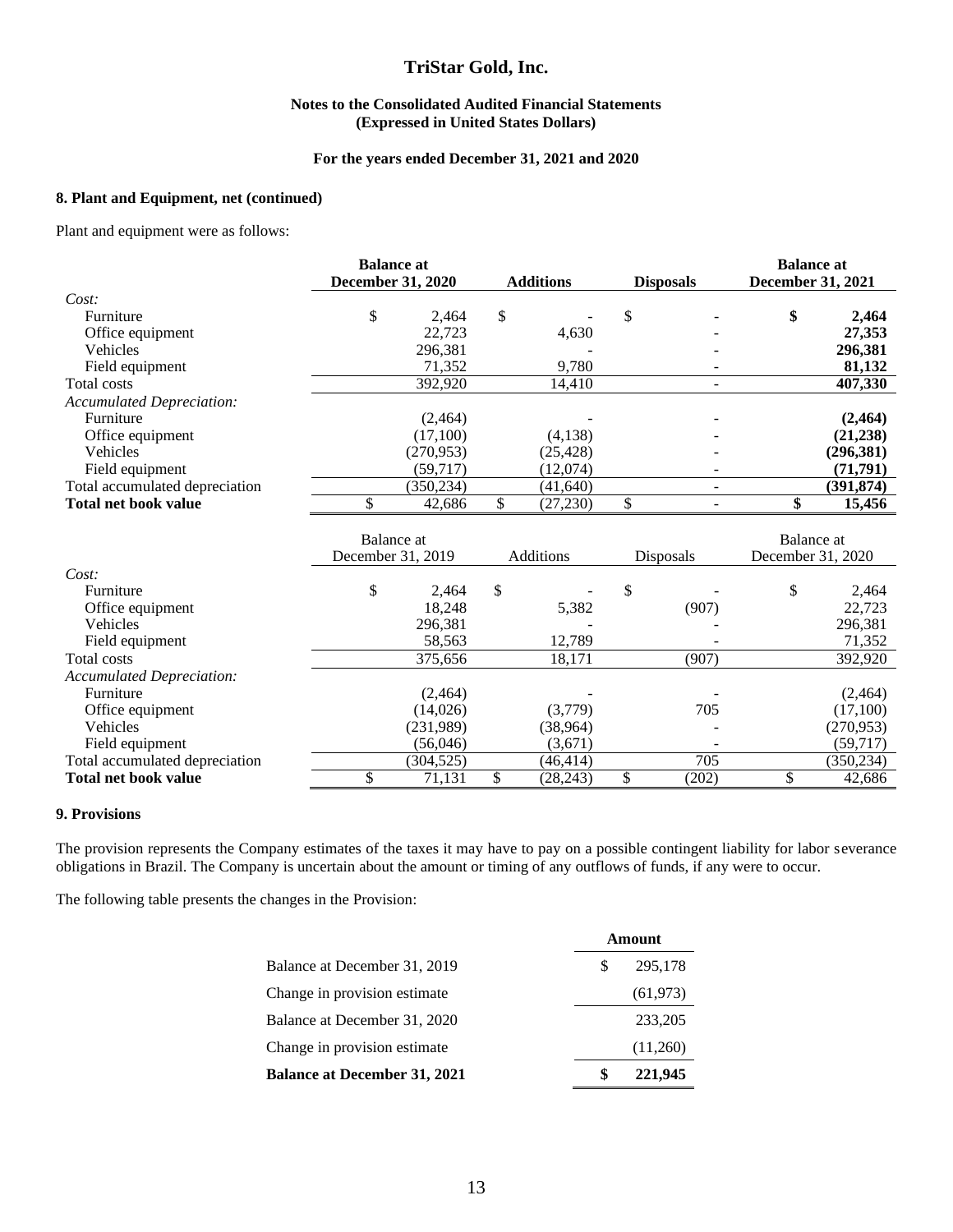# TriStar Gold, Inc.

**Notes to the Consolidated Audited Financial Statements**
**(Expressed in United States Dollars)**

**For the years ended December 31, 2021 and 2020**

## 8. Plant and Equipment, net (continued)

Plant and equipment were as follows:

| | Balance at December 31, 2020 | Additions | Disposals | Balance at December 31, 2021 |
|---|---|---|---|---|
| *Cost:* | | | | |
| Furniture | $ 2,464 | $ - | $ - | **$ 2,464** |
| Office equipment | 22,723 | 4,630 | - | **27,353** |
| Vehicles | 296,381 | - | - | **296,381** |
| Field equipment | 71,352 | 9,780 | - | **81,132** |
| Total costs | 392,920 | 14,410 | - | **407,330** |
| *Accumulated Depreciation:* | | | | |
| Furniture | (2,464) | - | - | **(2,464)** |
| Office equipment | (17,100) | (4,138) | - | **(21,238)** |
| Vehicles | (270,953) | (25,428) | - | **(296,381)** |
| Field equipment | (59,717) | (12,074) | - | **(71,791)** |
| Total accumulated depreciation | (350,234) | (41,640) | - | **(391,874)** |
| **Total net book value** | $ 42,686 | $ (27,230) | $ - | **$ 15,456** |

| | Balance at December 31, 2019 | Additions | Disposals | Balance at December 31, 2020 |
|---|---|---|---|---|
| *Cost:* | | | | |
| Furniture | $ 2,464 | $ - | $ - | $ 2,464 |
| Office equipment | 18,248 | 5,382 | (907) | 22,723 |
| Vehicles | 296,381 | - | - | 296,381 |
| Field equipment | 58,563 | 12,789 | - | 71,352 |
| Total costs | 375,656 | 18,171 | (907) | 392,920 |
| *Accumulated Depreciation:* | | | | |
| Furniture | (2,464) | - | - | (2,464) |
| Office equipment | (14,026) | (3,779) | 705 | (17,100) |
| Vehicles | (231,989) | (38,964) | - | (270,953) |
| Field equipment | (56,046) | (3,671) | - | (59,717) |
| Total accumulated depreciation | (304,525) | (46,414) | 705 | (350,234) |
| **Total net book value** | $ 71,131 | $ (28,243) | $ (202) | $ 42,686 |

## 9. Provisions

The provision represents the Company estimates of the taxes it may have to pay on a possible contingent liability for labor severance obligations in Brazil. The Company is uncertain about the amount or timing of any outflows of funds, if any were to occur.

The following table presents the changes in the Provision:

| | Amount |
|---|---|
| Balance at December 31, 2019 | $ 295,178 |
| Change in provision estimate | (61,973) |
| Balance at December 31, 2020 | 233,205 |
| Change in provision estimate | (11,260) |
| **Balance at December 31, 2021** | **$ 221,945** |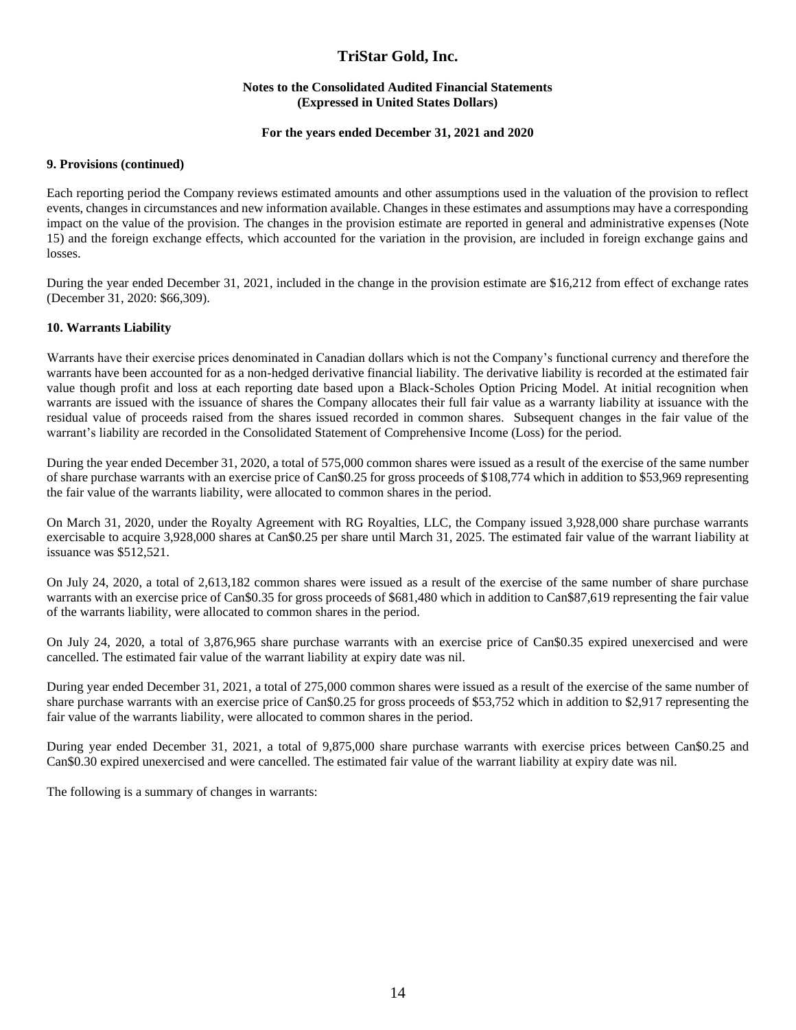**9. Provisions (continued)**

Each reporting period the Company reviews estimated amounts and other assumptions used in the valuation of the provision to reflect events, changes in circumstances and new information available. Changes in these estimates and assumptions may have a corresponding impact on the value of the provision. The changes in the provision estimate are reported in general and administrative expenses (Note 15) and the foreign exchange effects, which accounted for the variation in the provision, are included in foreign exchange gains and losses.

During the year ended December 31, 2021, included in the change in the provision estimate are $16,212 from effect of exchange rates (December 31, 2020: $66,309).

**10. Warrants Liability**

Warrants have their exercise prices denominated in Canadian dollars which is not the Company's functional currency and therefore the warrants have been accounted for as a non-hedged derivative financial liability. The derivative liability is recorded at the estimated fair value though profit and loss at each reporting date based upon a Black-Scholes Option Pricing Model. At initial recognition when warrants are issued with the issuance of shares the Company allocates their full fair value as a warranty liability at issuance with the residual value of proceeds raised from the shares issued recorded in common shares. Subsequent changes in the fair value of the warrant's liability are recorded in the Consolidated Statement of Comprehensive Income (Loss) for the period.

During the year ended December 31, 2020, a total of 575,000 common shares were issued as a result of the exercise of the same number of share purchase warrants with an exercise price of Can$0.25 for gross proceeds of $108,774 which in addition to $53,969 representing the fair value of the warrants liability, were allocated to common shares in the period.

On March 31, 2020, under the Royalty Agreement with RG Royalties, LLC, the Company issued 3,928,000 share purchase warrants exercisable to acquire 3,928,000 shares at Can$0.25 per share until March 31, 2025. The estimated fair value of the warrant liability at issuance was $512,521.

On July 24, 2020, a total of 2,613,182 common shares were issued as a result of the exercise of the same number of share purchase warrants with an exercise price of Can$0.35 for gross proceeds of $681,480 which in addition to Can$87,619 representing the fair value of the warrants liability, were allocated to common shares in the period.

On July 24, 2020, a total of 3,876,965 share purchase warrants with an exercise price of Can$0.35 expired unexercised and were cancelled. The estimated fair value of the warrant liability at expiry date was nil.

During year ended December 31, 2021, a total of 275,000 common shares were issued as a result of the exercise of the same number of share purchase warrants with an exercise price of Can$0.25 for gross proceeds of $53,752 which in addition to $2,917 representing the fair value of the warrants liability, were allocated to common shares in the period.

During year ended December 31, 2021, a total of 9,875,000 share purchase warrants with exercise prices between Can$0.25 and Can$0.30 expired unexercised and were cancelled. The estimated fair value of the warrant liability at expiry date was nil.

The following is a summary of changes in warrants: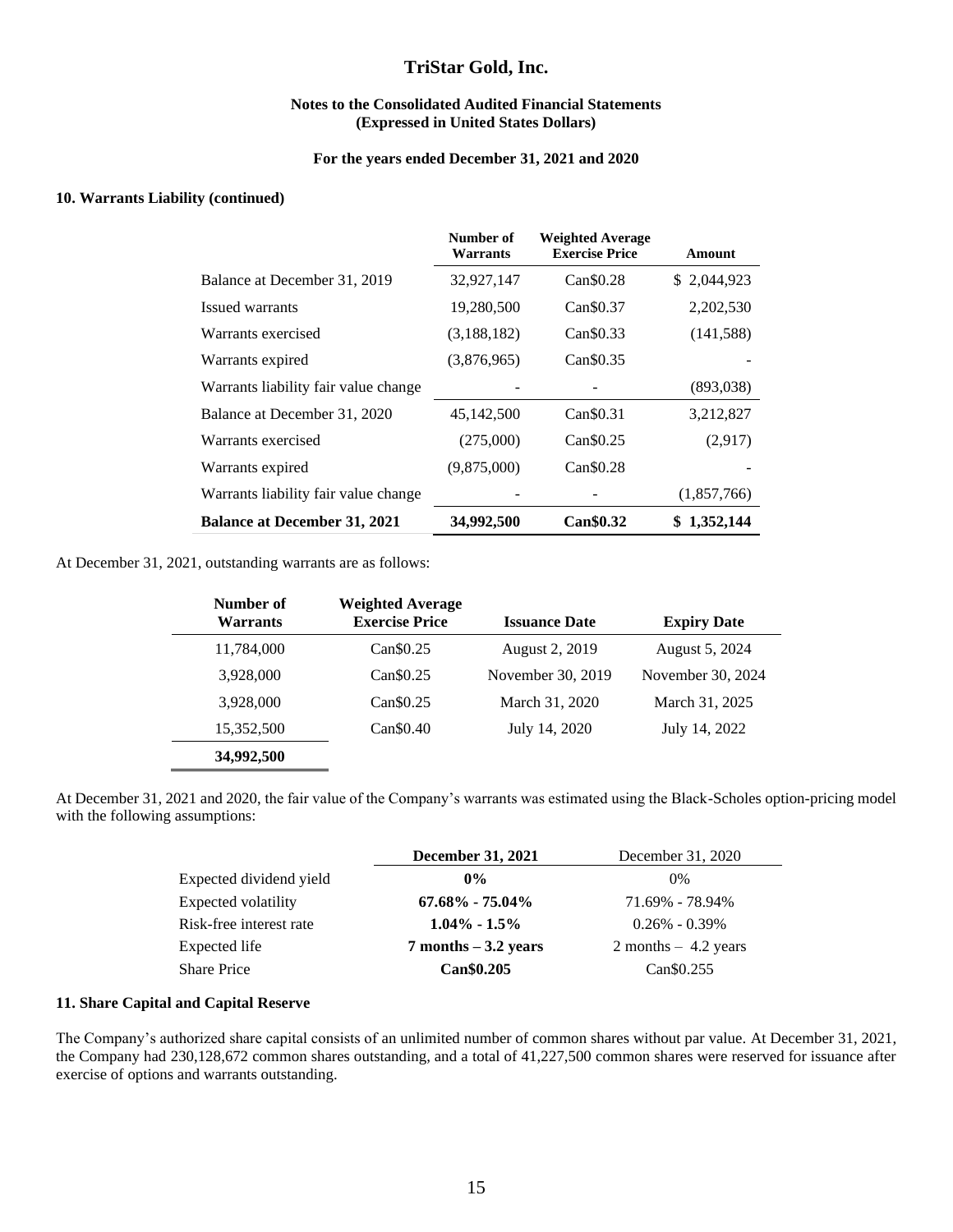### 10. Warrants Liability (continued)

| | Number of Warrants | Weighted Average Exercise Price | Amount |
|---|---|---|---|
| Balance at December 31, 2019 | 32,927,147 | Can$0.28 | $ 2,044,923 |
| Issued warrants | 19,280,500 | Can$0.37 | 2,202,530 |
| Warrants exercised | (3,188,182) | Can$0.33 | (141,588) |
| Warrants expired | (3,876,965) | Can$0.35 | - |
| Warrants liability fair value change | - | - | (893,038) |
| Balance at December 31, 2020 | 45,142,500 | Can$0.31 | 3,212,827 |
| Warrants exercised | (275,000) | Can$0.25 | (2,917) |
| Warrants expired | (9,875,000) | Can$0.28 | - |
| Warrants liability fair value change | - | - | (1,857,766) |
| **Balance at December 31, 2021** | **34,992,500** | **Can$0.32** | **$ 1,352,144** |

At December 31, 2021, outstanding warrants are as follows:

| Number of Warrants | Weighted Average Exercise Price | Issuance Date | Expiry Date |
|---|---|---|---|
| 11,784,000 | Can$0.25 | August 2, 2019 | August 5, 2024 |
| 3,928,000 | Can$0.25 | November 30, 2019 | November 30, 2024 |
| 3,928,000 | Can$0.25 | March 31, 2020 | March 31, 2025 |
| 15,352,500 | Can$0.40 | July 14, 2020 | July 14, 2022 |
| **34,992,500** | | | |

At December 31, 2021 and 2020, the fair value of the Company's warrants was estimated using the Black-Scholes option-pricing model with the following assumptions:

| | **December 31, 2021** | December 31, 2020 |
|---|---|---|
| Expected dividend yield | **0%** | 0% |
| Expected volatility | **67.68% - 75.04%** | 71.69% - 78.94% |
| Risk-free interest rate | **1.04% - 1.5%** | 0.26% - 0.39% |
| Expected life | **7 months – 3.2 years** | 2 months – 4.2 years |
| Share Price | **Can$0.205** | Can$0.255 |

### 11. Share Capital and Capital Reserve

The Company's authorized share capital consists of an unlimited number of common shares without par value. At December 31, 2021, the Company had 230,128,672 common shares outstanding, and a total of 41,227,500 common shares were reserved for issuance after exercise of options and warrants outstanding.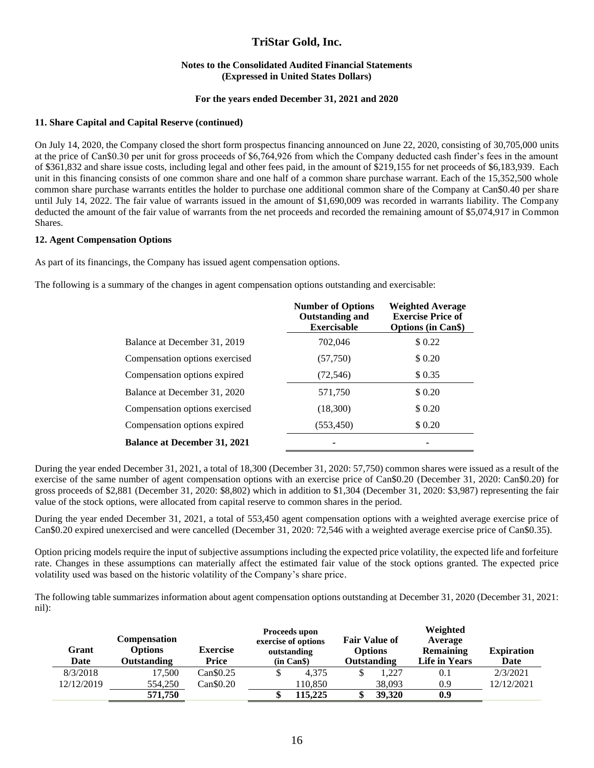# TriStar Gold, Inc.

**Notes to the Consolidated Audited Financial Statements**
**(Expressed in United States Dollars)**

**For the years ended December 31, 2021 and 2020**

### 11. Share Capital and Capital Reserve (continued)

On July 14, 2020, the Company closed the short form prospectus financing announced on June 22, 2020, consisting of 30,705,000 units at the price of Can$0.30 per unit for gross proceeds of $6,764,926 from which the Company deducted cash finder's fees in the amount of $361,832 and share issue costs, including legal and other fees paid, in the amount of $219,155 for net proceeds of $6,183,939. Each unit in this financing consists of one common share and one half of a common share purchase warrant. Each of the 15,352,500 whole common share purchase warrants entitles the holder to purchase one additional common share of the Company at Can$0.40 per share until July 14, 2022. The fair value of warrants issued in the amount of $1,690,009 was recorded in warrants liability. The Company deducted the amount of the fair value of warrants from the net proceeds and recorded the remaining amount of $5,074,917 in Common Shares.

### 12. Agent Compensation Options

As part of its financings, the Company has issued agent compensation options.

The following is a summary of the changes in agent compensation options outstanding and exercisable:

| | Number of Options Outstanding and Exercisable | Weighted Average Exercise Price of Options (in Can$) |
|---|---|---|
| Balance at December 31, 2019 | 702,046 | $ 0.22 |
| Compensation options exercised | (57,750) | $ 0.20 |
| Compensation options expired | (72,546) | $ 0.35 |
| Balance at December 31, 2020 | 571,750 | $ 0.20 |
| Compensation options exercised | (18,300) | $ 0.20 |
| Compensation options expired | (553,450) | $ 0.20 |
| **Balance at December 31, 2021** | - | - |

During the year ended December 31, 2021, a total of 18,300 (December 31, 2020: 57,750) common shares were issued as a result of the exercise of the same number of agent compensation options with an exercise price of Can$0.20 (December 31, 2020: Can$0.20) for gross proceeds of $2,881 (December 31, 2020: $8,802) which in addition to $1,304 (December 31, 2020: $3,987) representing the fair value of the stock options, were allocated from capital reserve to common shares in the period.

During the year ended December 31, 2021, a total of 553,450 agent compensation options with a weighted average exercise price of Can$0.20 expired unexercised and were cancelled (December 31, 2020: 72,546 with a weighted average exercise price of Can$0.35).

Option pricing models require the input of subjective assumptions including the expected price volatility, the expected life and forfeiture rate. Changes in these assumptions can materially affect the estimated fair value of the stock options granted. The expected price volatility used was based on the historic volatility of the Company's share price.

The following table summarizes information about agent compensation options outstanding at December 31, 2020 (December 31, 2021: nil):

| Grant Date | Compensation Options Outstanding | Exercise Price | Proceeds upon exercise of options outstanding (in Can$) | Fair Value of Options Outstanding | Weighted Average Remaining Life in Years | Expiration Date |
|---|---|---|---|---|---|---|
| 8/3/2018 | 17,500 | Can$0.25 | $ 4,375 | $ 1,227 | 0.1 | 2/3/2021 |
| 12/12/2019 | 554,250 | Can$0.20 | 110,850 | 38,093 | 0.9 | 12/12/2021 |
| | **571,750** | | **$ 115,225** | **$ 39,320** | **0.9** | |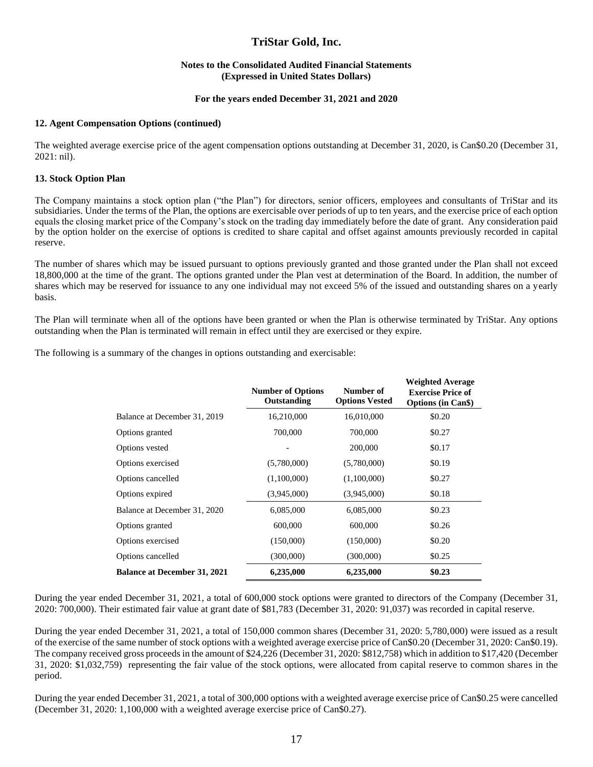### 12. Agent Compensation Options (continued)

The weighted average exercise price of the agent compensation options outstanding at December 31, 2020, is Can$0.20 (December 31, 2021: nil).

### 13. Stock Option Plan

The Company maintains a stock option plan ("the Plan") for directors, senior officers, employees and consultants of TriStar and its subsidiaries. Under the terms of the Plan, the options are exercisable over periods of up to ten years, and the exercise price of each option equals the closing market price of the Company's stock on the trading day immediately before the date of grant. Any consideration paid by the option holder on the exercise of options is credited to share capital and offset against amounts previously recorded in capital reserve.

The number of shares which may be issued pursuant to options previously granted and those granted under the Plan shall not exceed 18,800,000 at the time of the grant. The options granted under the Plan vest at determination of the Board. In addition, the number of shares which may be reserved for issuance to any one individual may not exceed 5% of the issued and outstanding shares on a yearly basis.

The Plan will terminate when all of the options have been granted or when the Plan is otherwise terminated by TriStar. Any options outstanding when the Plan is terminated will remain in effect until they are exercised or they expire.

The following is a summary of the changes in options outstanding and exercisable:

| | Number of Options Outstanding | Number of Options Vested | Weighted Average Exercise Price of Options (in Can$) |
|---|---|---|---|
| Balance at December 31, 2019 | 16,210,000 | 16,010,000 | $0.20 |
| Options granted | 700,000 | 700,000 | $0.27 |
| Options vested | - | 200,000 | $0.17 |
| Options exercised | (5,780,000) | (5,780,000) | $0.19 |
| Options cancelled | (1,100,000) | (1,100,000) | $0.27 |
| Options expired | (3,945,000) | (3,945,000) | $0.18 |
| Balance at December 31, 2020 | 6,085,000 | 6,085,000 | $0.23 |
| Options granted | 600,000 | 600,000 | $0.26 |
| Options exercised | (150,000) | (150,000) | $0.20 |
| Options cancelled | (300,000) | (300,000) | $0.25 |
| **Balance at December 31, 2021** | **6,235,000** | **6,235,000** | **$0.23** |

During the year ended December 31, 2021, a total of 600,000 stock options were granted to directors of the Company (December 31, 2020: 700,000). Their estimated fair value at grant date of $81,783 (December 31, 2020: 91,037) was recorded in capital reserve.

During the year ended December 31, 2021, a total of 150,000 common shares (December 31, 2020: 5,780,000) were issued as a result of the exercise of the same number of stock options with a weighted average exercise price of Can$0.20 (December 31, 2020: Can$0.19). The company received gross proceeds in the amount of $24,226 (December 31, 2020: $812,758) which in addition to $17,420 (December 31, 2020: $1,032,759) representing the fair value of the stock options, were allocated from capital reserve to common shares in the period.

During the year ended December 31, 2021, a total of 300,000 options with a weighted average exercise price of Can$0.25 were cancelled (December 31, 2020: 1,100,000 with a weighted average exercise price of Can$0.27).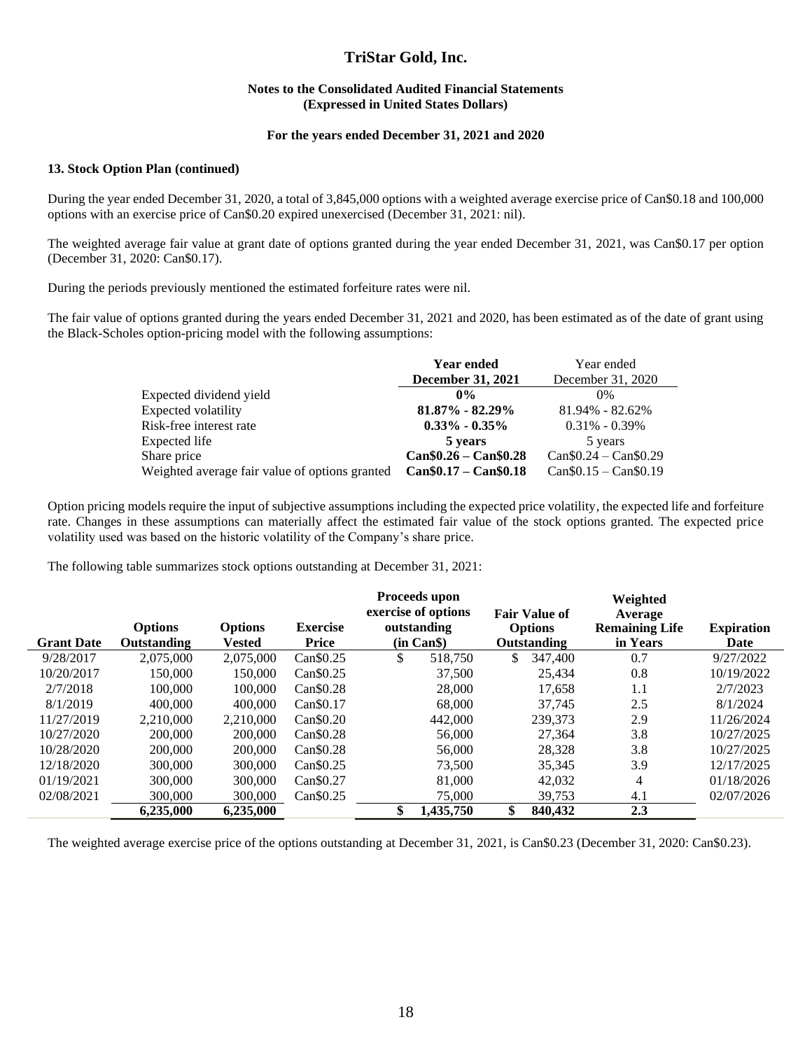# TriStar Gold, Inc.

**Notes to the Consolidated Audited Financial Statements**
**(Expressed in United States Dollars)**

**For the years ended December 31, 2021 and 2020**

### 13. Stock Option Plan (continued)

During the year ended December 31, 2020, a total of 3,845,000 options with a weighted average exercise price of Can$0.18 and 100,000 options with an exercise price of Can$0.20 expired unexercised (December 31, 2021: nil).

The weighted average fair value at grant date of options granted during the year ended December 31, 2021, was Can$0.17 per option (December 31, 2020: Can$0.17).

During the periods previously mentioned the estimated forfeiture rates were nil.

The fair value of options granted during the years ended December 31, 2021 and 2020, has been estimated as of the date of grant using the Black-Scholes option-pricing model with the following assumptions:

| | **Year ended December 31, 2021** | Year ended December 31, 2020 |
|---|---|---|
| Expected dividend yield | **0%** | 0% |
| Expected volatility | **81.87% - 82.29%** | 81.94% - 82.62% |
| Risk-free interest rate | **0.33% - 0.35%** | 0.31% - 0.39% |
| Expected life | **5 years** | 5 years |
| Share price | **Can$0.26 – Can$0.28** | Can$0.24 – Can$0.29 |
| Weighted average fair value of options granted | **Can$0.17 – Can$0.18** | Can$0.15 – Can$0.19 |

Option pricing models require the input of subjective assumptions including the expected price volatility, the expected life and forfeiture rate. Changes in these assumptions can materially affect the estimated fair value of the stock options granted. The expected price volatility used was based on the historic volatility of the Company's share price.

The following table summarizes stock options outstanding at December 31, 2021:

| Grant Date | Options Outstanding | Options Vested | Exercise Price | Proceeds upon exercise of options outstanding (in Can$) | Fair Value of Options Outstanding | Weighted Average Remaining Life in Years | Expiration Date |
|---|---|---|---|---|---|---|---|
| 9/28/2017 | 2,075,000 | 2,075,000 | Can$0.25 | $ 518,750 | $ 347,400 | 0.7 | 9/27/2022 |
| 10/20/2017 | 150,000 | 150,000 | Can$0.25 | 37,500 | 25,434 | 0.8 | 10/19/2022 |
| 2/7/2018 | 100,000 | 100,000 | Can$0.28 | 28,000 | 17,658 | 1.1 | 2/7/2023 |
| 8/1/2019 | 400,000 | 400,000 | Can$0.17 | 68,000 | 37,745 | 2.5 | 8/1/2024 |
| 11/27/2019 | 2,210,000 | 2,210,000 | Can$0.20 | 442,000 | 239,373 | 2.9 | 11/26/2024 |
| 10/27/2020 | 200,000 | 200,000 | Can$0.28 | 56,000 | 27,364 | 3.8 | 10/27/2025 |
| 10/28/2020 | 200,000 | 200,000 | Can$0.28 | 56,000 | 28,328 | 3.8 | 10/27/2025 |
| 12/18/2020 | 300,000 | 300,000 | Can$0.25 | 73,500 | 35,345 | 3.9 | 12/17/2025 |
| 01/19/2021 | 300,000 | 300,000 | Can$0.27 | 81,000 | 42,032 | 4 | 01/18/2026 |
| 02/08/2021 | 300,000 | 300,000 | Can$0.25 | 75,000 | 39,753 | 4.1 | 02/07/2026 |
| | **6,235,000** | **6,235,000** | | **$ 1,435,750** | **$ 840,432** | **2.3** | |

The weighted average exercise price of the options outstanding at December 31, 2021, is Can$0.23 (December 31, 2020: Can$0.23).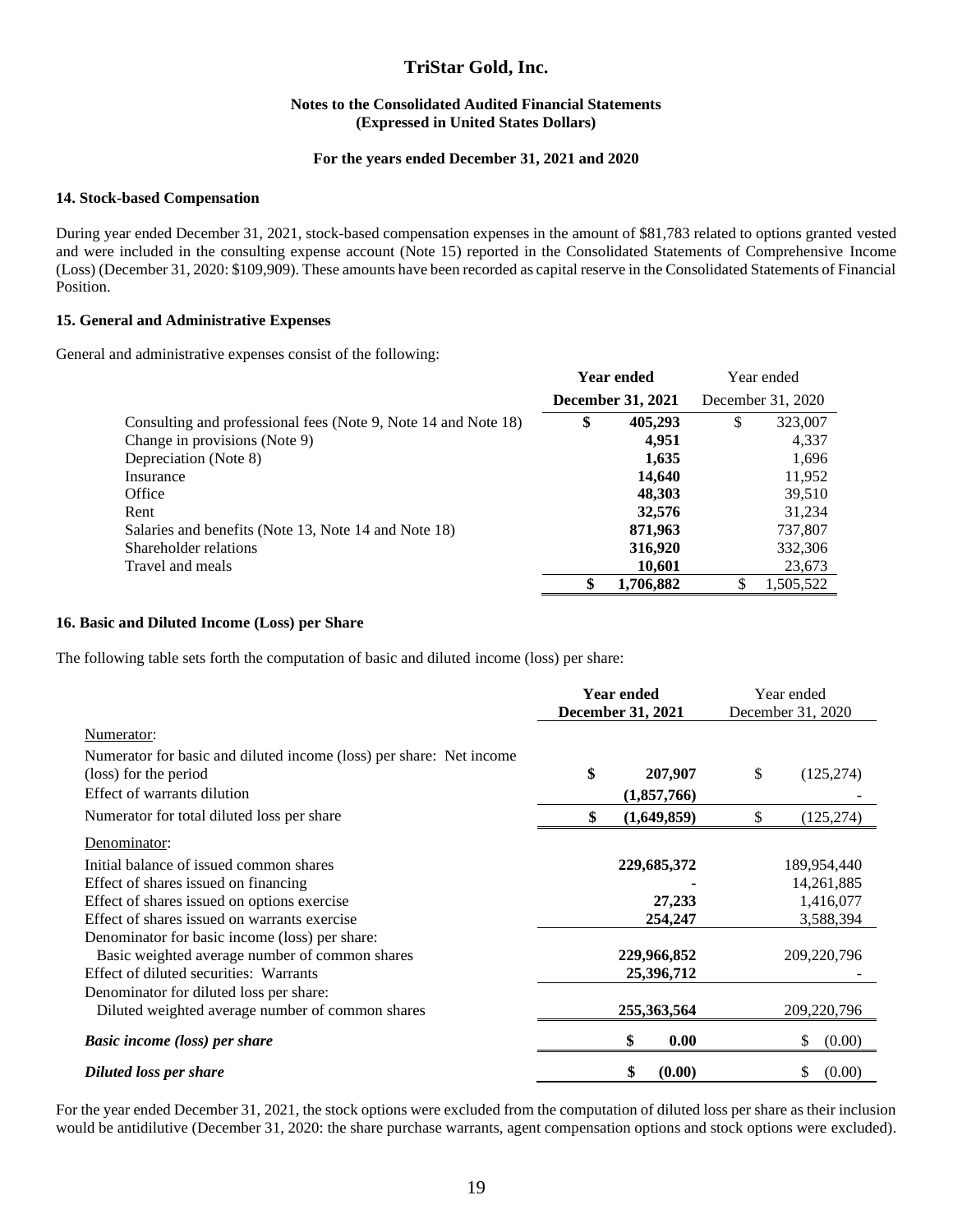# TriStar Gold, Inc.

**Notes to the Consolidated Audited Financial Statements**
**(Expressed in United States Dollars)**

**For the years ended December 31, 2021 and 2020**

### 14. Stock-based Compensation

During year ended December 31, 2021, stock-based compensation expenses in the amount of $81,783 related to options granted vested and were included in the consulting expense account (Note 15) reported in the Consolidated Statements of Comprehensive Income (Loss) (December 31, 2020: $109,909). These amounts have been recorded as capital reserve in the Consolidated Statements of Financial Position.

### 15. General and Administrative Expenses

General and administrative expenses consist of the following:

| | **Year ended December 31, 2021** | Year ended December 31, 2020 |
|---|---|---|
| Consulting and professional fees (Note 9, Note 14 and Note 18) | **$ 405,293** | $ 323,007 |
| Change in provisions (Note 9) | **4,951** | 4,337 |
| Depreciation (Note 8) | **1,635** | 1,696 |
| Insurance | **14,640** | 11,952 |
| Office | **48,303** | 39,510 |
| Rent | **32,576** | 31,234 |
| Salaries and benefits (Note 13, Note 14 and Note 18) | **871,963** | 737,807 |
| Shareholder relations | **316,920** | 332,306 |
| Travel and meals | **10,601** | 23,673 |
| | **$ 1,706,882** | $ 1,505,522 |

### 16. Basic and Diluted Income (Loss) per Share

The following table sets forth the computation of basic and diluted income (loss) per share:

| | **Year ended December 31, 2021** | Year ended December 31, 2020 |
|---|---|---|
| Numerator: | | |
| Numerator for basic and diluted income (loss) per share: Net income (loss) for the period | **$ 207,907** | $ (125,274) |
| Effect of warrants dilution | **(1,857,766)** | - |
| Numerator for total diluted loss per share | **$ (1,649,859)** | $ (125,274) |
| Denominator: | | |
| Initial balance of issued common shares | **229,685,372** | 189,954,440 |
| Effect of shares issued on financing | **-** | 14,261,885 |
| Effect of shares issued on options exercise | **27,233** | 1,416,077 |
| Effect of shares issued on warrants exercise | **254,247** | 3,588,394 |
| Denominator for basic income (loss) per share: Basic weighted average number of common shares | **229,966,852** | 209,220,796 |
| Effect of diluted securities: Warrants | **25,396,712** | - |
| Denominator for diluted loss per share: Diluted weighted average number of common shares | **255,363,564** | 209,220,796 |
| ***Basic income (loss) per share*** | **$ 0.00** | $ (0.00) |
| ***Diluted loss per share*** | **$ (0.00)** | $ (0.00) |

For the year ended December 31, 2021, the stock options were excluded from the computation of diluted loss per share as their inclusion would be antidilutive (December 31, 2020: the share purchase warrants, agent compensation options and stock options were excluded).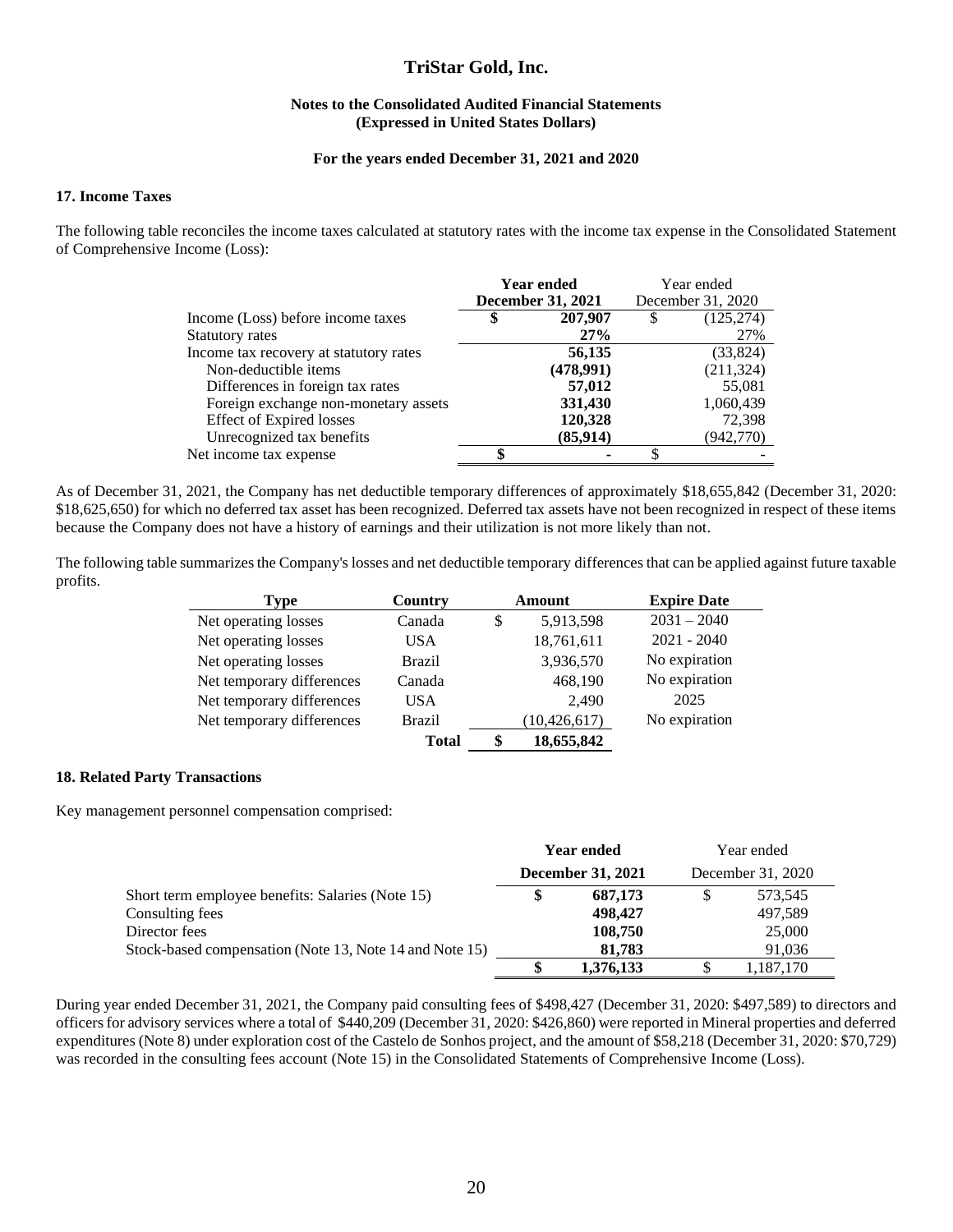# TriStar Gold, Inc.

**Notes to the Consolidated Audited Financial Statements**
**(Expressed in United States Dollars)**

**For the years ended December 31, 2021 and 2020**

## 17. Income Taxes

The following table reconciles the income taxes calculated at statutory rates with the income tax expense in the Consolidated Statement of Comprehensive Income (Loss):

| | **Year ended December 31, 2021** | Year ended December 31, 2020 |
|---|---|---|
| Income (Loss) before income taxes | **$ 207,907** | $ (125,274) |
| Statutory rates | **27%** | 27% |
| Income tax recovery at statutory rates | **56,135** | (33,824) |
| Non-deductible items | **(478,991)** | (211,324) |
| Differences in foreign tax rates | **57,012** | 55,081 |
| Foreign exchange non-monetary assets | **331,430** | 1,060,439 |
| Effect of Expired losses | **120,328** | 72,398 |
| Unrecognized tax benefits | **(85,914)** | (942,770) |
| Net income tax expense | **$ -** | $ - |

As of December 31, 2021, the Company has net deductible temporary differences of approximately $18,655,842 (December 31, 2020: $18,625,650) for which no deferred tax asset has been recognized. Deferred tax assets have not been recognized in respect of these items because the Company does not have a history of earnings and their utilization is not more likely than not.

The following table summarizes the Company's losses and net deductible temporary differences that can be applied against future taxable profits.

| Type | Country | Amount | Expire Date |
|---|---|---|---|
| Net operating losses | Canada | $ 5,913,598 | 2031 – 2040 |
| Net operating losses | USA | 18,761,611 | 2021 - 2040 |
| Net operating losses | Brazil | 3,936,570 | No expiration |
| Net temporary differences | Canada | 468,190 | No expiration |
| Net temporary differences | USA | 2,490 | 2025 |
| Net temporary differences | Brazil | (10,426,617) | No expiration |
| | **Total** | **$ 18,655,842** | |

## 18. Related Party Transactions

Key management personnel compensation comprised:

| | **Year ended December 31, 2021** | Year ended December 31, 2020 |
|---|---|---|
| Short term employee benefits: Salaries (Note 15) | **$ 687,173** | $ 573,545 |
| Consulting fees | **498,427** | 497,589 |
| Director fees | **108,750** | 25,000 |
| Stock-based compensation (Note 13, Note 14 and Note 15) | **81,783** | 91,036 |
| | **$ 1,376,133** | $ 1,187,170 |

During year ended December 31, 2021, the Company paid consulting fees of $498,427 (December 31, 2020: $497,589) to directors and officers for advisory services where a total of $440,209 (December 31, 2020: $426,860) were reported in Mineral properties and deferred expenditures (Note 8) under exploration cost of the Castelo de Sonhos project, and the amount of $58,218 (December 31, 2020: $70,729) was recorded in the consulting fees account (Note 15) in the Consolidated Statements of Comprehensive Income (Loss).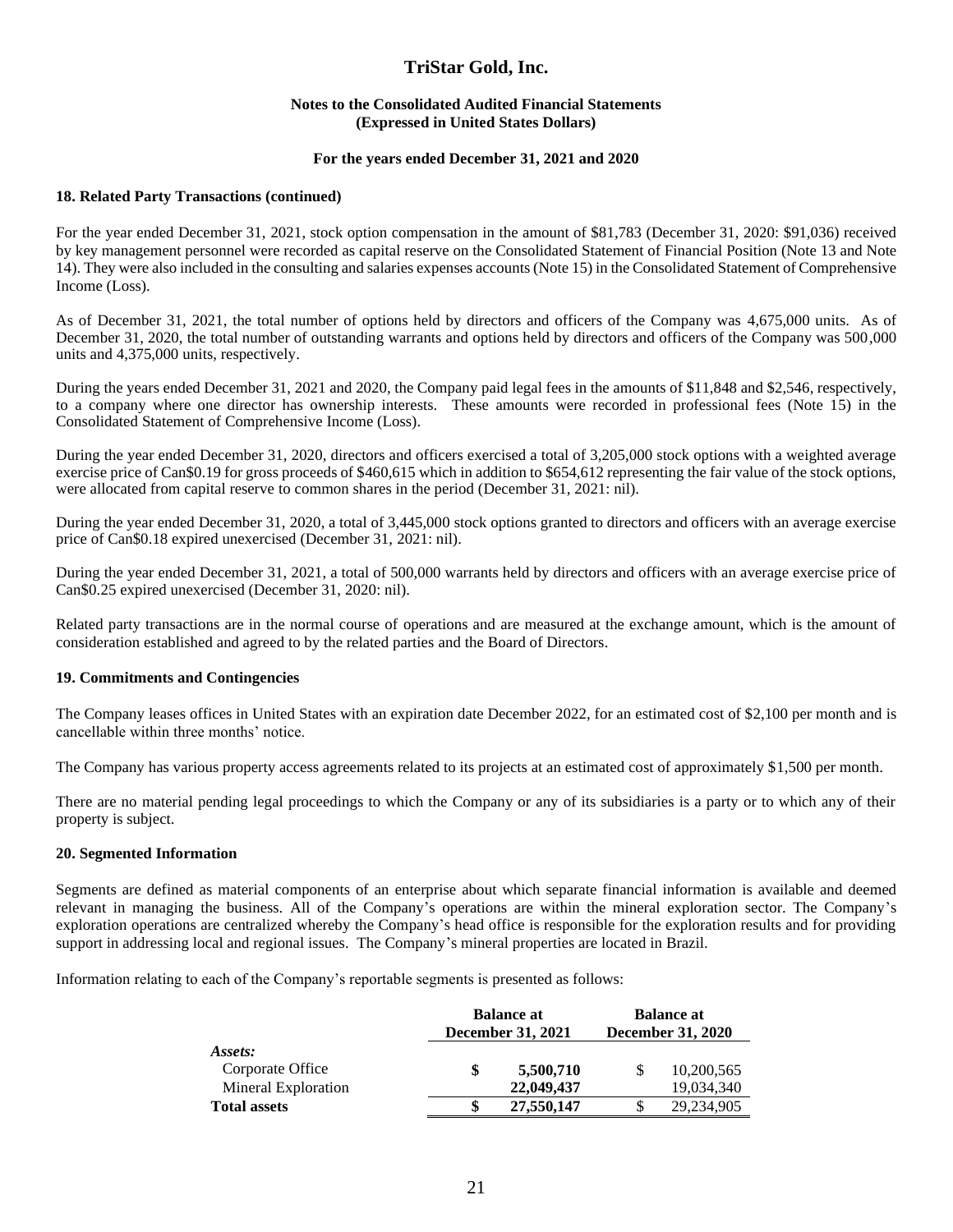## 18. Related Party Transactions (continued)

For the year ended December 31, 2021, stock option compensation in the amount of $81,783 (December 31, 2020: $91,036) received by key management personnel were recorded as capital reserve on the Consolidated Statement of Financial Position (Note 13 and Note 14). They were also included in the consulting and salaries expenses accounts (Note 15) in the Consolidated Statement of Comprehensive Income (Loss).

As of December 31, 2021, the total number of options held by directors and officers of the Company was 4,675,000 units. As of December 31, 2020, the total number of outstanding warrants and options held by directors and officers of the Company was 500,000 units and 4,375,000 units, respectively.

During the years ended December 31, 2021 and 2020, the Company paid legal fees in the amounts of $11,848 and $2,546, respectively, to a company where one director has ownership interests. These amounts were recorded in professional fees (Note 15) in the Consolidated Statement of Comprehensive Income (Loss).

During the year ended December 31, 2020, directors and officers exercised a total of 3,205,000 stock options with a weighted average exercise price of Can$0.19 for gross proceeds of $460,615 which in addition to $654,612 representing the fair value of the stock options, were allocated from capital reserve to common shares in the period (December 31, 2021: nil).

During the year ended December 31, 2020, a total of 3,445,000 stock options granted to directors and officers with an average exercise price of Can$0.18 expired unexercised (December 31, 2021: nil).

During the year ended December 31, 2021, a total of 500,000 warrants held by directors and officers with an average exercise price of Can$0.25 expired unexercised (December 31, 2020: nil).

Related party transactions are in the normal course of operations and are measured at the exchange amount, which is the amount of consideration established and agreed to by the related parties and the Board of Directors.

## 19. Commitments and Contingencies

The Company leases offices in United States with an expiration date December 2022, for an estimated cost of $2,100 per month and is cancellable within three months' notice.

The Company has various property access agreements related to its projects at an estimated cost of approximately $1,500 per month.

There are no material pending legal proceedings to which the Company or any of its subsidiaries is a party or to which any of their property is subject.

## 20. Segmented Information

Segments are defined as material components of an enterprise about which separate financial information is available and deemed relevant in managing the business. All of the Company's operations are within the mineral exploration sector. The Company's exploration operations are centralized whereby the Company's head office is responsible for the exploration results and for providing support in addressing local and regional issues. The Company's mineral properties are located in Brazil.

Information relating to each of the Company's reportable segments is presented as follows:

| | Balance at December 31, 2021 | Balance at December 31, 2020 |
|---|---|---|
| *Assets:* | | |
| Corporate Office | **$ 5,500,710** | $ 10,200,565 |
| Mineral Exploration | **22,049,437** | 19,034,340 |
| **Total assets** | **$ 27,550,147** | $ 29,234,905 |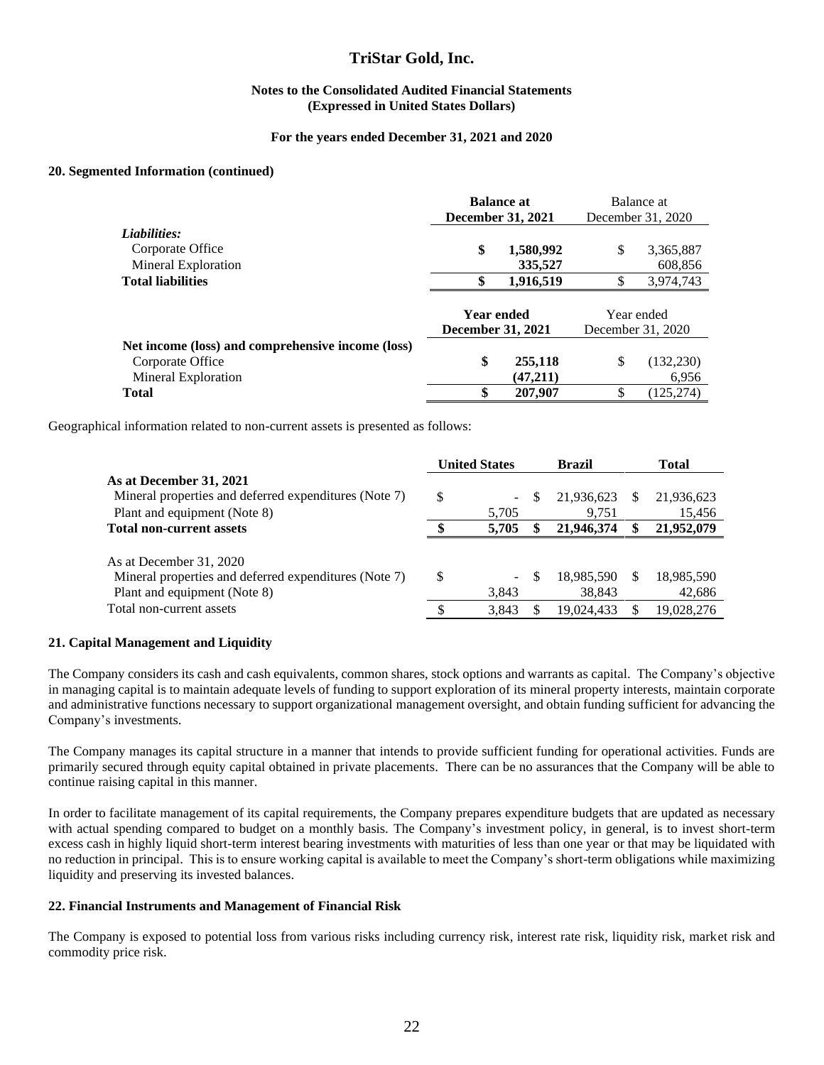## 20. Segmented Information (continued)

| | Balance at December 31, 2021 | Balance at December 31, 2020 |
|---|---|---|
| ***Liabilities:*** | | |
| Corporate Office | $ 1,580,992 | $ 3,365,887 |
| Mineral Exploration | 335,527 | 608,856 |
| **Total liabilities** | **$ 1,916,519** | $ 3,974,743 |

| | Year ended December 31, 2021 | Year ended December 31, 2020 |
|---|---|---|
| **Net income (loss) and comprehensive income (loss)** | | |
| Corporate Office | $ 255,118 | $ (132,230) |
| Mineral Exploration | (47,211) | 6,956 |
| **Total** | **$ 207,907** | $ (125,274) |

Geographical information related to non-current assets is presented as follows:

| | United States | Brazil | Total |
|---|---|---|---|
| **As at December 31, 2021** | | | |
| Mineral properties and deferred expenditures (Note 7) | $ - | $ 21,936,623 | $ 21,936,623 |
| Plant and equipment (Note 8) | 5,705 | 9,751 | 15,456 |
| **Total non-current assets** | **$ 5,705** | **$ 21,946,374** | **$ 21,952,079** |
| | | | |
| As at December 31, 2020 | | | |
| Mineral properties and deferred expenditures (Note 7) | $ - | $ 18,985,590 | $ 18,985,590 |
| Plant and equipment (Note 8) | 3,843 | 38,843 | 42,686 |
| Total non-current assets | $ 3,843 | $ 19,024,433 | $ 19,028,276 |

## 21. Capital Management and Liquidity

The Company considers its cash and cash equivalents, common shares, stock options and warrants as capital. The Company's objective in managing capital is to maintain adequate levels of funding to support exploration of its mineral property interests, maintain corporate and administrative functions necessary to support organizational management oversight, and obtain funding sufficient for advancing the Company's investments.

The Company manages its capital structure in a manner that intends to provide sufficient funding for operational activities. Funds are primarily secured through equity capital obtained in private placements. There can be no assurances that the Company will be able to continue raising capital in this manner.

In order to facilitate management of its capital requirements, the Company prepares expenditure budgets that are updated as necessary with actual spending compared to budget on a monthly basis. The Company's investment policy, in general, is to invest short-term excess cash in highly liquid short-term interest bearing investments with maturities of less than one year or that may be liquidated with no reduction in principal. This is to ensure working capital is available to meet the Company's short-term obligations while maximizing liquidity and preserving its invested balances.

## 22. Financial Instruments and Management of Financial Risk

The Company is exposed to potential loss from various risks including currency risk, interest rate risk, liquidity risk, market risk and commodity price risk.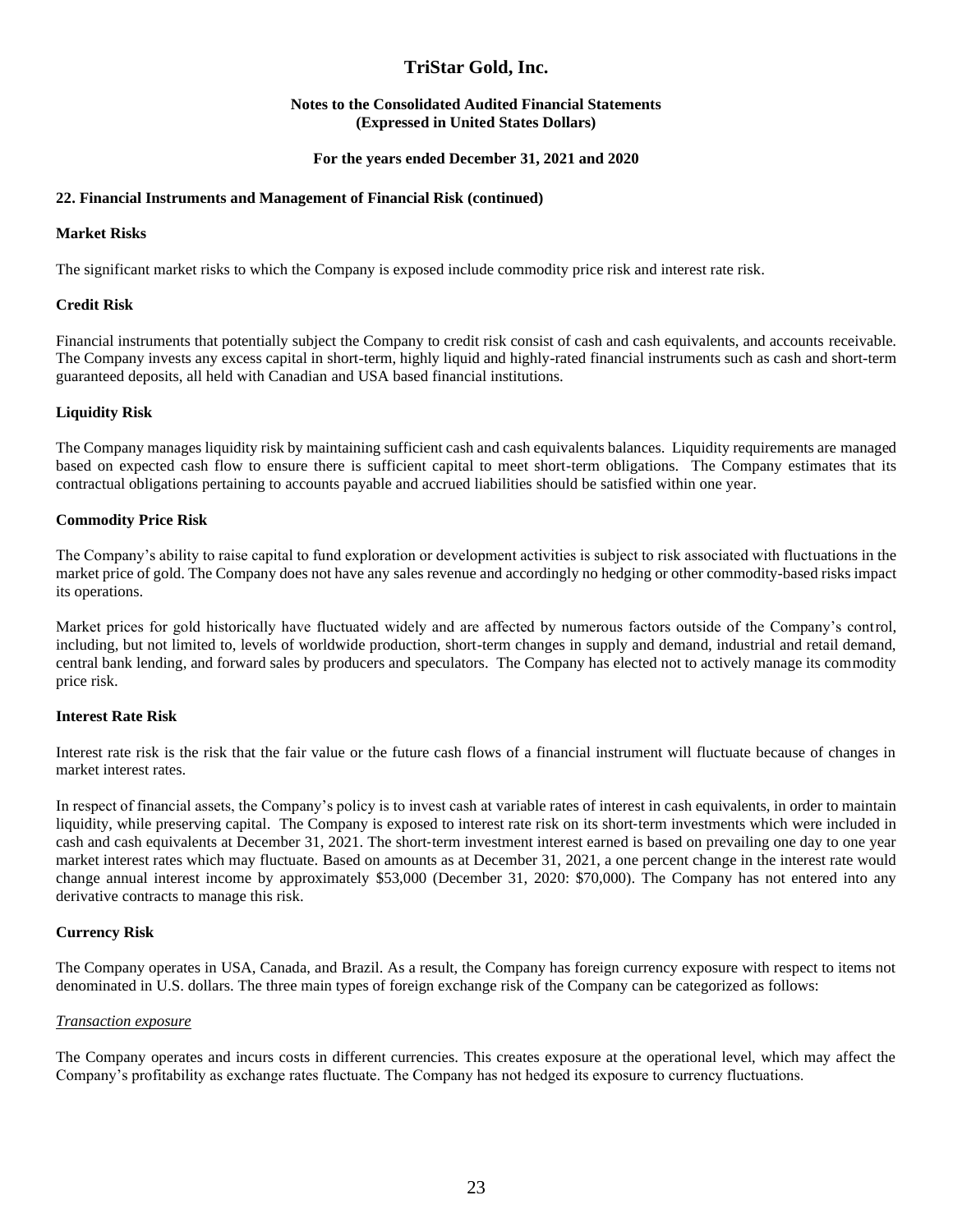**22. Financial Instruments and Management of Financial Risk (continued)**

**Market Risks**

The significant market risks to which the Company is exposed include commodity price risk and interest rate risk.

**Credit Risk**

Financial instruments that potentially subject the Company to credit risk consist of cash and cash equivalents, and accounts receivable. The Company invests any excess capital in short-term, highly liquid and highly-rated financial instruments such as cash and short-term guaranteed deposits, all held with Canadian and USA based financial institutions.

**Liquidity Risk**

The Company manages liquidity risk by maintaining sufficient cash and cash equivalents balances. Liquidity requirements are managed based on expected cash flow to ensure there is sufficient capital to meet short-term obligations. The Company estimates that its contractual obligations pertaining to accounts payable and accrued liabilities should be satisfied within one year.

**Commodity Price Risk**

The Company's ability to raise capital to fund exploration or development activities is subject to risk associated with fluctuations in the market price of gold. The Company does not have any sales revenue and accordingly no hedging or other commodity-based risks impact its operations.

Market prices for gold historically have fluctuated widely and are affected by numerous factors outside of the Company's control, including, but not limited to, levels of worldwide production, short-term changes in supply and demand, industrial and retail demand, central bank lending, and forward sales by producers and speculators. The Company has elected not to actively manage its commodity price risk.

**Interest Rate Risk**

Interest rate risk is the risk that the fair value or the future cash flows of a financial instrument will fluctuate because of changes in market interest rates.

In respect of financial assets, the Company's policy is to invest cash at variable rates of interest in cash equivalents, in order to maintain liquidity, while preserving capital. The Company is exposed to interest rate risk on its short-term investments which were included in cash and cash equivalents at December 31, 2021. The short-term investment interest earned is based on prevailing one day to one year market interest rates which may fluctuate. Based on amounts as at December 31, 2021, a one percent change in the interest rate would change annual interest income by approximately $53,000 (December 31, 2020: $70,000). The Company has not entered into any derivative contracts to manage this risk.

**Currency Risk**

The Company operates in USA, Canada, and Brazil. As a result, the Company has foreign currency exposure with respect to items not denominated in U.S. dollars. The three main types of foreign exchange risk of the Company can be categorized as follows:

*Transaction exposure*

The Company operates and incurs costs in different currencies. This creates exposure at the operational level, which may affect the Company's profitability as exchange rates fluctuate. The Company has not hedged its exposure to currency fluctuations.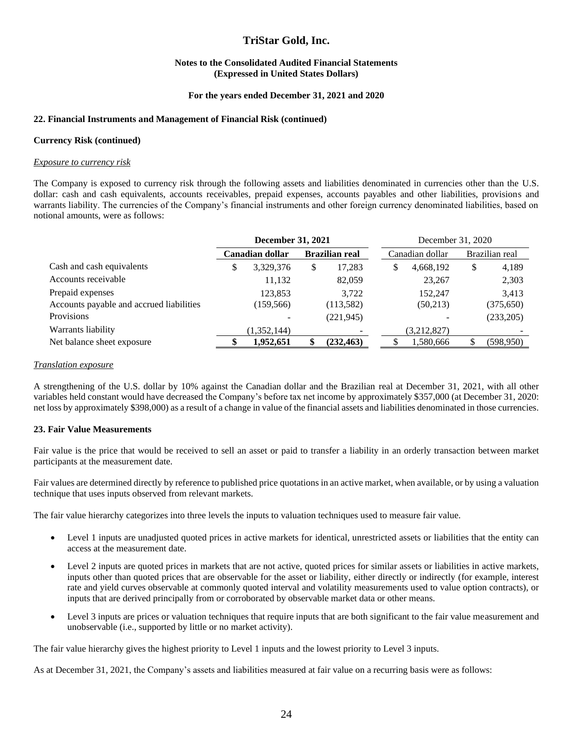# TriStar Gold, Inc.

**Notes to the Consolidated Audited Financial Statements**
**(Expressed in United States Dollars)**

**For the years ended December 31, 2021 and 2020**

**22. Financial Instruments and Management of Financial Risk (continued)**

**Currency Risk (continued)**

*Exposure to currency risk*

The Company is exposed to currency risk through the following assets and liabilities denominated in currencies other than the U.S. dollar: cash and cash equivalents, accounts receivables, prepaid expenses, accounts payables and other liabilities, provisions and warrants liability. The currencies of the Company's financial instruments and other foreign currency denominated liabilities, based on notional amounts, were as follows:

| | **December 31, 2021** | | December 31, 2020 | |
|---|---|---|---|---|
| | **Canadian dollar** | **Brazilian real** | Canadian dollar | Brazilian real |
| Cash and cash equivalents | $ 3,329,376 | $ 17,283 | $ 4,668,192 | $ 4,189 |
| Accounts receivable | 11,132 | 82,059 | 23,267 | 2,303 |
| Prepaid expenses | 123,853 | 3,722 | 152,247 | 3,413 |
| Accounts payable and accrued liabilities | (159,566) | (113,582) | (50,213) | (375,650) |
| Provisions | - | (221,945) | - | (233,205) |
| Warrants liability | (1,352,144) | - | (3,212,827) | - |
| Net balance sheet exposure | **$ 1,952,651** | **$ (232,463)** | $ 1,580,666 | $ (598,950) |

*Translation exposure*

A strengthening of the U.S. dollar by 10% against the Canadian dollar and the Brazilian real at December 31, 2021, with all other variables held constant would have decreased the Company's before tax net income by approximately $357,000 (at December 31, 2020: net loss by approximately $398,000) as a result of a change in value of the financial assets and liabilities denominated in those currencies.

**23. Fair Value Measurements**

Fair value is the price that would be received to sell an asset or paid to transfer a liability in an orderly transaction between market participants at the measurement date.

Fair values are determined directly by reference to published price quotations in an active market, when available, or by using a valuation technique that uses inputs observed from relevant markets.

The fair value hierarchy categorizes into three levels the inputs to valuation techniques used to measure fair value.

- Level 1 inputs are unadjusted quoted prices in active markets for identical, unrestricted assets or liabilities that the entity can access at the measurement date.
- Level 2 inputs are quoted prices in markets that are not active, quoted prices for similar assets or liabilities in active markets, inputs other than quoted prices that are observable for the asset or liability, either directly or indirectly (for example, interest rate and yield curves observable at commonly quoted interval and volatility measurements used to value option contracts), or inputs that are derived principally from or corroborated by observable market data or other means.
- Level 3 inputs are prices or valuation techniques that require inputs that are both significant to the fair value measurement and unobservable (i.e., supported by little or no market activity).

The fair value hierarchy gives the highest priority to Level 1 inputs and the lowest priority to Level 3 inputs.

As at December 31, 2021, the Company's assets and liabilities measured at fair value on a recurring basis were as follows: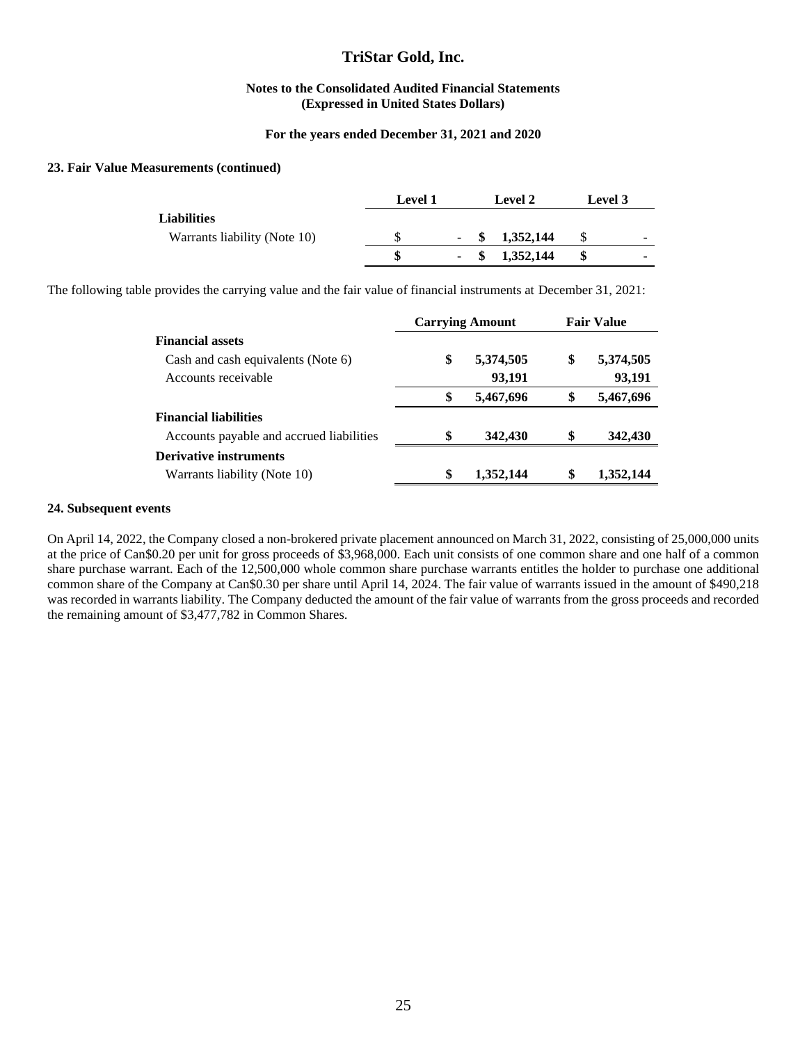## 23. Fair Value Measurements (continued)

| | Level 1 | Level 2 | Level 3 |
|---|---|---|---|
| **Liabilities** | | | |
| Warrants liability (Note 10) | $ - | $ 1,352,144 | $ - |
| | **$ -** | **$ 1,352,144** | **$ -** |

The following table provides the carrying value and the fair value of financial instruments at December 31, 2021:

| | Carrying Amount | Fair Value |
|---|---|---|
| **Financial assets** | | |
| Cash and cash equivalents (Note 6) | $ 5,374,505 | $ 5,374,505 |
| Accounts receivable | 93,191 | 93,191 |
| | $ 5,467,696 | $ 5,467,696 |
| **Financial liabilities** | | |
| Accounts payable and accrued liabilities | $ 342,430 | $ 342,430 |
| **Derivative instruments** | | |
| Warrants liability (Note 10) | $ 1,352,144 | $ 1,352,144 |

## 24. Subsequent events

On April 14, 2022, the Company closed a non-brokered private placement announced on March 31, 2022, consisting of 25,000,000 units at the price of Can$0.20 per unit for gross proceeds of $3,968,000. Each unit consists of one common share and one half of a common share purchase warrant. Each of the 12,500,000 whole common share purchase warrants entitles the holder to purchase one additional common share of the Company at Can$0.30 per share until April 14, 2024. The fair value of warrants issued in the amount of $490,218 was recorded in warrants liability. The Company deducted the amount of the fair value of warrants from the gross proceeds and recorded the remaining amount of $3,477,782 in Common Shares.